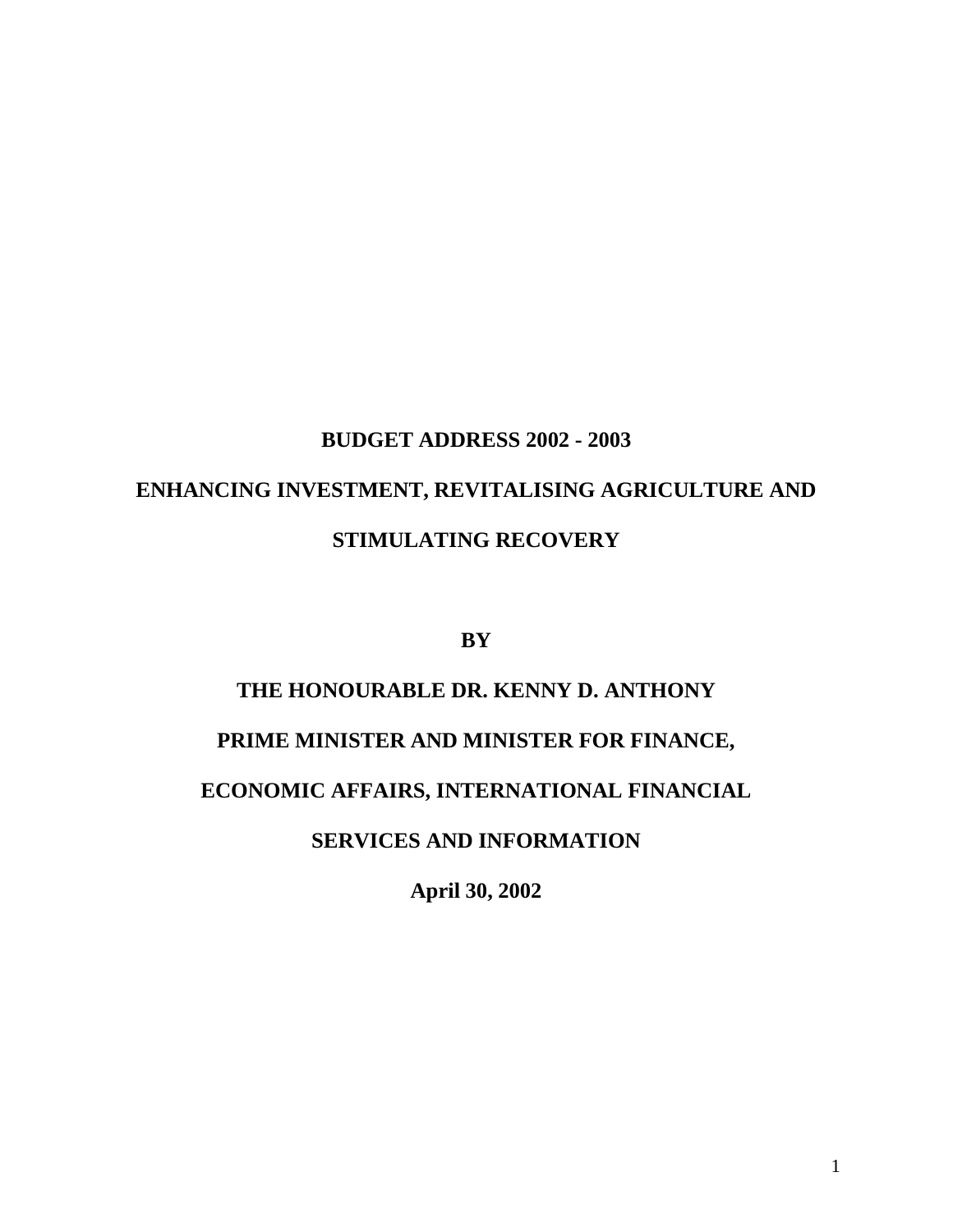# BUDGET ADDRESS 2002 - 2003

# ENHANCING INVESTMENT, REVITALISING AGRICULTURE AND STIMULATING RECOVERY

**BY**

**THE HONOURABLE DR. KENNY D. ANTHONY**

**PRIME MINISTER AND MINISTER FOR FINANCE, ECONOMIC AFFAIRS, INTERNATIONAL FINANCIAL SERVICES AND INFORMATION**

**April 30, 2002**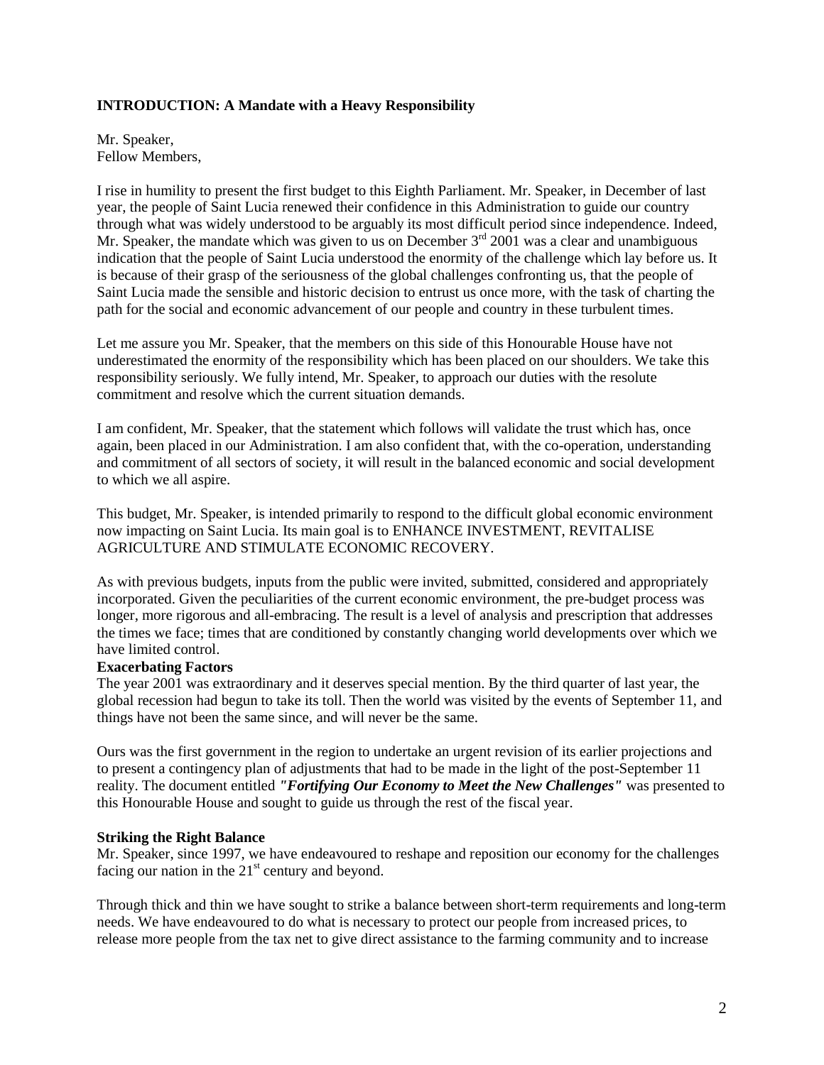**INTRODUCTION: A Mandate with a Heavy Responsibility**

Mr. Speaker,
Fellow Members,

I rise in humility to present the first budget to this Eighth Parliament. Mr. Speaker, in December of last year, the people of Saint Lucia renewed their confidence in this Administration to guide our country through what was widely understood to be arguably its most difficult period since independence. Indeed, Mr. Speaker, the mandate which was given to us on December 3rd 2001 was a clear and unambiguous indication that the people of Saint Lucia understood the enormity of the challenge which lay before us. It is because of their grasp of the seriousness of the global challenges confronting us, that the people of Saint Lucia made the sensible and historic decision to entrust us once more, with the task of charting the path for the social and economic advancement of our people and country in these turbulent times.

Let me assure you Mr. Speaker, that the members on this side of this Honourable House have not underestimated the enormity of the responsibility which has been placed on our shoulders. We take this responsibility seriously. We fully intend, Mr. Speaker, to approach our duties with the resolute commitment and resolve which the current situation demands.

I am confident, Mr. Speaker, that the statement which follows will validate the trust which has, once again, been placed in our Administration. I am also confident that, with the co-operation, understanding and commitment of all sectors of society, it will result in the balanced economic and social development to which we all aspire.

This budget, Mr. Speaker, is intended primarily to respond to the difficult global economic environment now impacting on Saint Lucia. Its main goal is to ENHANCE INVESTMENT, REVITALISE AGRICULTURE AND STIMULATE ECONOMIC RECOVERY.

As with previous budgets, inputs from the public were invited, submitted, considered and appropriately incorporated. Given the peculiarities of the current economic environment, the pre-budget process was longer, more rigorous and all-embracing. The result is a level of analysis and prescription that addresses the times we face; times that are conditioned by constantly changing world developments over which we have limited control.

**Exacerbating Factors**

The year 2001 was extraordinary and it deserves special mention. By the third quarter of last year, the global recession had begun to take its toll. Then the world was visited by the events of September 11, and things have not been the same since, and will never be the same.

Ours was the first government in the region to undertake an urgent revision of its earlier projections and to present a contingency plan of adjustments that had to be made in the light of the post-September 11 reality. The document entitled ***"Fortifying Our Economy to Meet the New Challenges"*** was presented to this Honourable House and sought to guide us through the rest of the fiscal year.

**Striking the Right Balance**

Mr. Speaker, since 1997, we have endeavoured to reshape and reposition our economy for the challenges facing our nation in the 21st century and beyond.

Through thick and thin we have sought to strike a balance between short-term requirements and long-term needs. We have endeavoured to do what is necessary to protect our people from increased prices, to release more people from the tax net to give direct assistance to the farming community and to increase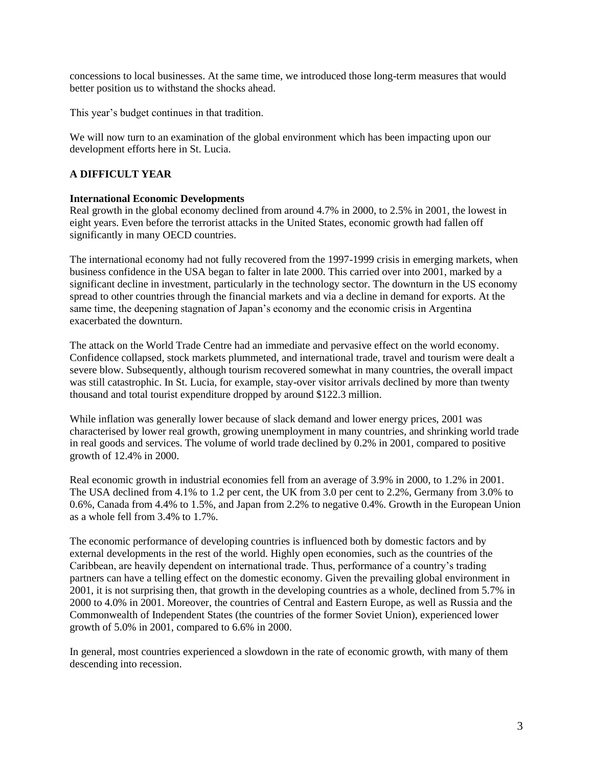concessions to local businesses. At the same time, we introduced those long-term measures that would better position us to withstand the shocks ahead.

This year's budget continues in that tradition.

We will now turn to an examination of the global environment which has been impacting upon our development efforts here in St. Lucia.

## A DIFFICULT YEAR

### International Economic Developments

Real growth in the global economy declined from around 4.7% in 2000, to 2.5% in 2001, the lowest in eight years. Even before the terrorist attacks in the United States, economic growth had fallen off significantly in many OECD countries.

The international economy had not fully recovered from the 1997-1999 crisis in emerging markets, when business confidence in the USA began to falter in late 2000. This carried over into 2001, marked by a significant decline in investment, particularly in the technology sector. The downturn in the US economy spread to other countries through the financial markets and via a decline in demand for exports. At the same time, the deepening stagnation of Japan's economy and the economic crisis in Argentina exacerbated the downturn.

The attack on the World Trade Centre had an immediate and pervasive effect on the world economy. Confidence collapsed, stock markets plummeted, and international trade, travel and tourism were dealt a severe blow. Subsequently, although tourism recovered somewhat in many countries, the overall impact was still catastrophic. In St. Lucia, for example, stay-over visitor arrivals declined by more than twenty thousand and total tourist expenditure dropped by around $122.3 million.

While inflation was generally lower because of slack demand and lower energy prices, 2001 was characterised by lower real growth, growing unemployment in many countries, and shrinking world trade in real goods and services. The volume of world trade declined by 0.2% in 2001, compared to positive growth of 12.4% in 2000.

Real economic growth in industrial economies fell from an average of 3.9% in 2000, to 1.2% in 2001. The USA declined from 4.1% to 1.2 per cent, the UK from 3.0 per cent to 2.2%, Germany from 3.0% to 0.6%, Canada from 4.4% to 1.5%, and Japan from 2.2% to negative 0.4%. Growth in the European Union as a whole fell from 3.4% to 1.7%.

The economic performance of developing countries is influenced both by domestic factors and by external developments in the rest of the world. Highly open economies, such as the countries of the Caribbean, are heavily dependent on international trade. Thus, performance of a country's trading partners can have a telling effect on the domestic economy. Given the prevailing global environment in 2001, it is not surprising then, that growth in the developing countries as a whole, declined from 5.7% in 2000 to 4.0% in 2001. Moreover, the countries of Central and Eastern Europe, as well as Russia and the Commonwealth of Independent States (the countries of the former Soviet Union), experienced lower growth of 5.0% in 2001, compared to 6.6% in 2000.

In general, most countries experienced a slowdown in the rate of economic growth, with many of them descending into recession.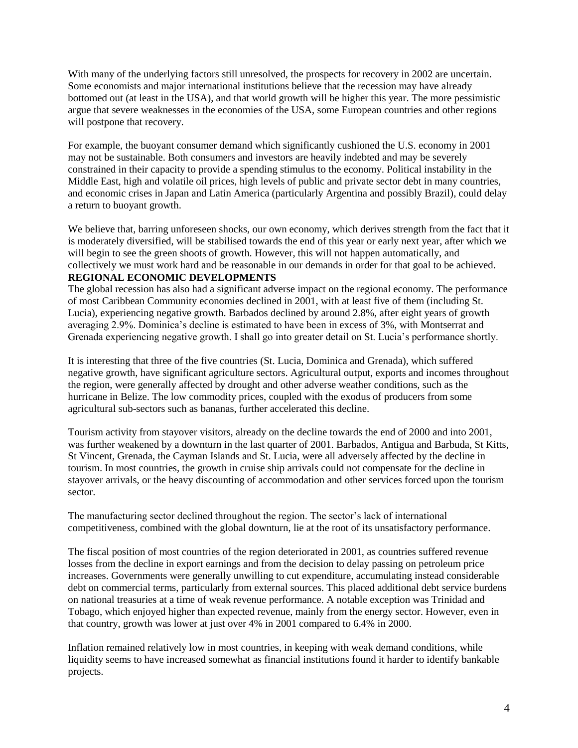With many of the underlying factors still unresolved, the prospects for recovery in 2002 are uncertain. Some economists and major international institutions believe that the recession may have already bottomed out (at least in the USA), and that world growth will be higher this year. The more pessimistic argue that severe weaknesses in the economies of the USA, some European countries and other regions will postpone that recovery.

For example, the buoyant consumer demand which significantly cushioned the U.S. economy in 2001 may not be sustainable. Both consumers and investors are heavily indebted and may be severely constrained in their capacity to provide a spending stimulus to the economy. Political instability in the Middle East, high and volatile oil prices, high levels of public and private sector debt in many countries, and economic crises in Japan and Latin America (particularly Argentina and possibly Brazil), could delay a return to buoyant growth.

We believe that, barring unforeseen shocks, our own economy, which derives strength from the fact that it is moderately diversified, will be stabilised towards the end of this year or early next year, after which we will begin to see the green shoots of growth. However, this will not happen automatically, and collectively we must work hard and be reasonable in our demands in order for that goal to be achieved.

**REGIONAL ECONOMIC DEVELOPMENTS**

The global recession has also had a significant adverse impact on the regional economy. The performance of most Caribbean Community economies declined in 2001, with at least five of them (including St. Lucia), experiencing negative growth. Barbados declined by around 2.8%, after eight years of growth averaging 2.9%. Dominica's decline is estimated to have been in excess of 3%, with Montserrat and Grenada experiencing negative growth. I shall go into greater detail on St. Lucia's performance shortly.

It is interesting that three of the five countries (St. Lucia, Dominica and Grenada), which suffered negative growth, have significant agriculture sectors. Agricultural output, exports and incomes throughout the region, were generally affected by drought and other adverse weather conditions, such as the hurricane in Belize. The low commodity prices, coupled with the exodus of producers from some agricultural sub-sectors such as bananas, further accelerated this decline.

Tourism activity from stayover visitors, already on the decline towards the end of 2000 and into 2001, was further weakened by a downturn in the last quarter of 2001. Barbados, Antigua and Barbuda, St Kitts, St Vincent, Grenada, the Cayman Islands and St. Lucia, were all adversely affected by the decline in tourism. In most countries, the growth in cruise ship arrivals could not compensate for the decline in stayover arrivals, or the heavy discounting of accommodation and other services forced upon the tourism sector.

The manufacturing sector declined throughout the region. The sector's lack of international competitiveness, combined with the global downturn, lie at the root of its unsatisfactory performance.

The fiscal position of most countries of the region deteriorated in 2001, as countries suffered revenue losses from the decline in export earnings and from the decision to delay passing on petroleum price increases. Governments were generally unwilling to cut expenditure, accumulating instead considerable debt on commercial terms, particularly from external sources. This placed additional debt service burdens on national treasuries at a time of weak revenue performance. A notable exception was Trinidad and Tobago, which enjoyed higher than expected revenue, mainly from the energy sector. However, even in that country, growth was lower at just over 4% in 2001 compared to 6.4% in 2000.

Inflation remained relatively low in most countries, in keeping with weak demand conditions, while liquidity seems to have increased somewhat as financial institutions found it harder to identify bankable projects.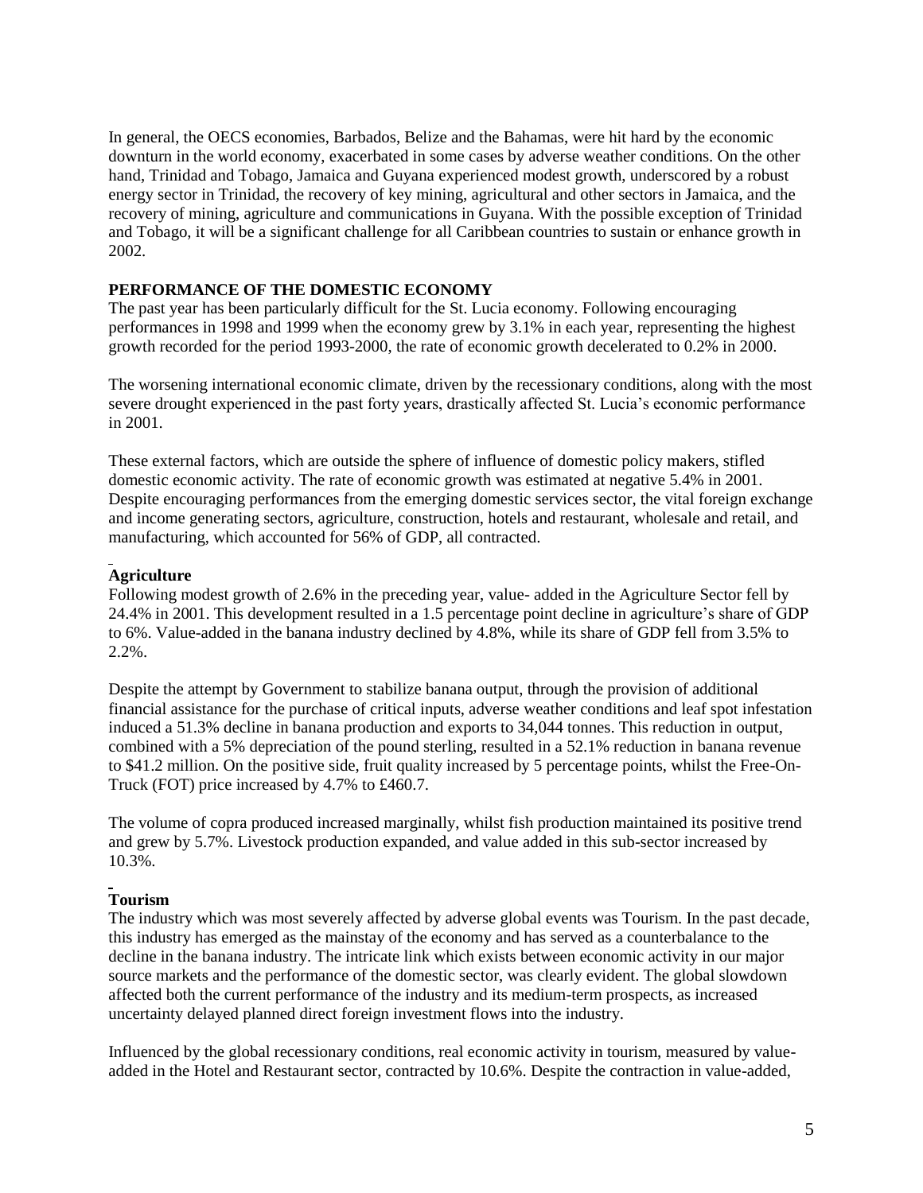In general, the OECS economies, Barbados, Belize and the Bahamas, were hit hard by the economic downturn in the world economy, exacerbated in some cases by adverse weather conditions. On the other hand, Trinidad and Tobago, Jamaica and Guyana experienced modest growth, underscored by a robust energy sector in Trinidad, the recovery of key mining, agricultural and other sectors in Jamaica, and the recovery of mining, agriculture and communications in Guyana. With the possible exception of Trinidad and Tobago, it will be a significant challenge for all Caribbean countries to sustain or enhance growth in 2002.

## PERFORMANCE OF THE DOMESTIC ECONOMY

The past year has been particularly difficult for the St. Lucia economy. Following encouraging performances in 1998 and 1999 when the economy grew by 3.1% in each year, representing the highest growth recorded for the period 1993-2000, the rate of economic growth decelerated to 0.2% in 2000.

The worsening international economic climate, driven by the recessionary conditions, along with the most severe drought experienced in the past forty years, drastically affected St. Lucia's economic performance in 2001.

These external factors, which are outside the sphere of influence of domestic policy makers, stifled domestic economic activity. The rate of economic growth was estimated at negative 5.4% in 2001. Despite encouraging performances from the emerging domestic services sector, the vital foreign exchange and income generating sectors, agriculture, construction, hotels and restaurant, wholesale and retail, and manufacturing, which accounted for 56% of GDP, all contracted.

### Agriculture

Following modest growth of 2.6% in the preceding year, value- added in the Agriculture Sector fell by 24.4% in 2001. This development resulted in a 1.5 percentage point decline in agriculture's share of GDP to 6%. Value-added in the banana industry declined by 4.8%, while its share of GDP fell from 3.5% to 2.2%.

Despite the attempt by Government to stabilize banana output, through the provision of additional financial assistance for the purchase of critical inputs, adverse weather conditions and leaf spot infestation induced a 51.3% decline in banana production and exports to 34,044 tonnes. This reduction in output, combined with a 5% depreciation of the pound sterling, resulted in a 52.1% reduction in banana revenue to $41.2 million. On the positive side, fruit quality increased by 5 percentage points, whilst the Free-On-Truck (FOT) price increased by 4.7% to £460.7.

The volume of copra produced increased marginally, whilst fish production maintained its positive trend and grew by 5.7%. Livestock production expanded, and value added in this sub-sector increased by 10.3%.

### Tourism

The industry which was most severely affected by adverse global events was Tourism. In the past decade, this industry has emerged as the mainstay of the economy and has served as a counterbalance to the decline in the banana industry. The intricate link which exists between economic activity in our major source markets and the performance of the domestic sector, was clearly evident. The global slowdown affected both the current performance of the industry and its medium-term prospects, as increased uncertainty delayed planned direct foreign investment flows into the industry.

Influenced by the global recessionary conditions, real economic activity in tourism, measured by value-added in the Hotel and Restaurant sector, contracted by 10.6%. Despite the contraction in value-added,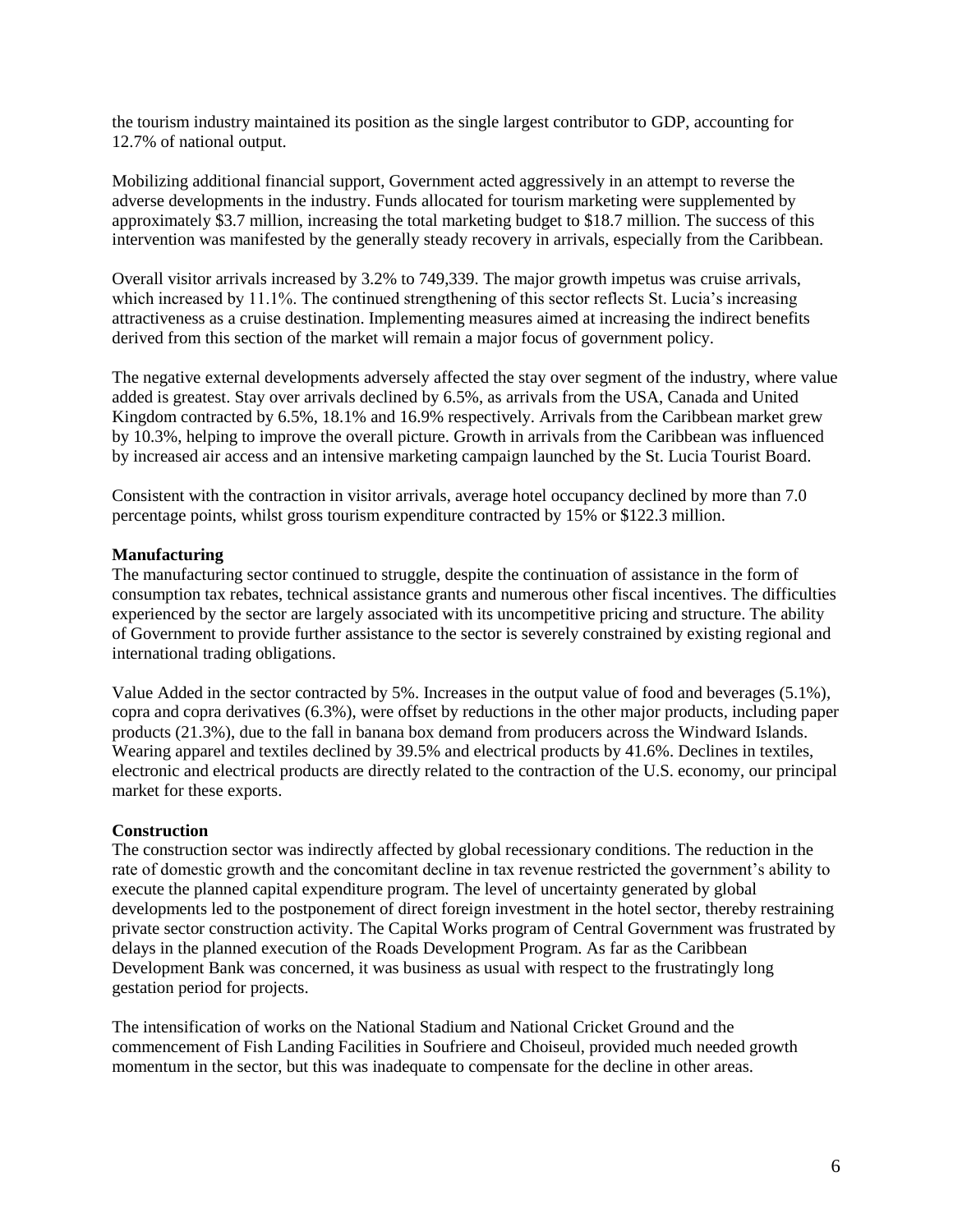the tourism industry maintained its position as the single largest contributor to GDP, accounting for 12.7% of national output.

Mobilizing additional financial support, Government acted aggressively in an attempt to reverse the adverse developments in the industry. Funds allocated for tourism marketing were supplemented by approximately $3.7 million, increasing the total marketing budget to $18.7 million. The success of this intervention was manifested by the generally steady recovery in arrivals, especially from the Caribbean.

Overall visitor arrivals increased by 3.2% to 749,339. The major growth impetus was cruise arrivals, which increased by 11.1%. The continued strengthening of this sector reflects St. Lucia's increasing attractiveness as a cruise destination. Implementing measures aimed at increasing the indirect benefits derived from this section of the market will remain a major focus of government policy.

The negative external developments adversely affected the stay over segment of the industry, where value added is greatest. Stay over arrivals declined by 6.5%, as arrivals from the USA, Canada and United Kingdom contracted by 6.5%, 18.1% and 16.9% respectively. Arrivals from the Caribbean market grew by 10.3%, helping to improve the overall picture. Growth in arrivals from the Caribbean was influenced by increased air access and an intensive marketing campaign launched by the St. Lucia Tourist Board.

Consistent with the contraction in visitor arrivals, average hotel occupancy declined by more than 7.0 percentage points, whilst gross tourism expenditure contracted by 15% or $122.3 million.

**Manufacturing**

The manufacturing sector continued to struggle, despite the continuation of assistance in the form of consumption tax rebates, technical assistance grants and numerous other fiscal incentives. The difficulties experienced by the sector are largely associated with its uncompetitive pricing and structure. The ability of Government to provide further assistance to the sector is severely constrained by existing regional and international trading obligations.

Value Added in the sector contracted by 5%. Increases in the output value of food and beverages (5.1%), copra and copra derivatives (6.3%), were offset by reductions in the other major products, including paper products (21.3%), due to the fall in banana box demand from producers across the Windward Islands. Wearing apparel and textiles declined by 39.5% and electrical products by 41.6%. Declines in textiles, electronic and electrical products are directly related to the contraction of the U.S. economy, our principal market for these exports.

**Construction**

The construction sector was indirectly affected by global recessionary conditions. The reduction in the rate of domestic growth and the concomitant decline in tax revenue restricted the government's ability to execute the planned capital expenditure program. The level of uncertainty generated by global developments led to the postponement of direct foreign investment in the hotel sector, thereby restraining private sector construction activity. The Capital Works program of Central Government was frustrated by delays in the planned execution of the Roads Development Program. As far as the Caribbean Development Bank was concerned, it was business as usual with respect to the frustratingly long gestation period for projects.

The intensification of works on the National Stadium and National Cricket Ground and the commencement of Fish Landing Facilities in Soufriere and Choiseul, provided much needed growth momentum in the sector, but this was inadequate to compensate for the decline in other areas.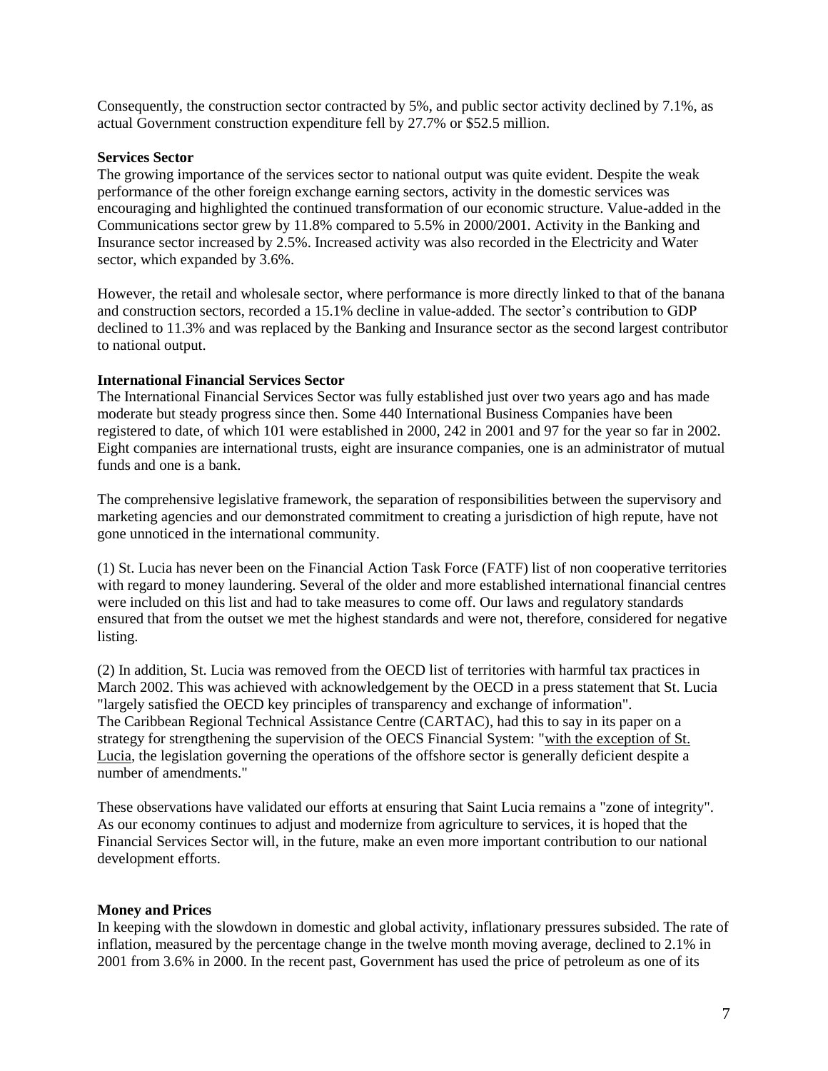Consequently, the construction sector contracted by 5%, and public sector activity declined by 7.1%, as actual Government construction expenditure fell by 27.7% or $52.5 million.

**Services Sector**

The growing importance of the services sector to national output was quite evident. Despite the weak performance of the other foreign exchange earning sectors, activity in the domestic services was encouraging and highlighted the continued transformation of our economic structure. Value-added in the Communications sector grew by 11.8% compared to 5.5% in 2000/2001. Activity in the Banking and Insurance sector increased by 2.5%. Increased activity was also recorded in the Electricity and Water sector, which expanded by 3.6%.

However, the retail and wholesale sector, where performance is more directly linked to that of the banana and construction sectors, recorded a 15.1% decline in value-added. The sector's contribution to GDP declined to 11.3% and was replaced by the Banking and Insurance sector as the second largest contributor to national output.

**International Financial Services Sector**

The International Financial Services Sector was fully established just over two years ago and has made moderate but steady progress since then. Some 440 International Business Companies have been registered to date, of which 101 were established in 2000, 242 in 2001 and 97 for the year so far in 2002. Eight companies are international trusts, eight are insurance companies, one is an administrator of mutual funds and one is a bank.

The comprehensive legislative framework, the separation of responsibilities between the supervisory and marketing agencies and our demonstrated commitment to creating a jurisdiction of high repute, have not gone unnoticed in the international community.

(1) St. Lucia has never been on the Financial Action Task Force (FATF) list of non cooperative territories with regard to money laundering. Several of the older and more established international financial centres were included on this list and had to take measures to come off. Our laws and regulatory standards ensured that from the outset we met the highest standards and were not, therefore, considered for negative listing.

(2) In addition, St. Lucia was removed from the OECD list of territories with harmful tax practices in March 2002. This was achieved with acknowledgement by the OECD in a press statement that St. Lucia "largely satisfied the OECD key principles of transparency and exchange of information". The Caribbean Regional Technical Assistance Centre (CARTAC), had this to say in its paper on a strategy for strengthening the supervision of the OECS Financial System: "<u>with the exception of St. Lucia</u>, the legislation governing the operations of the offshore sector is generally deficient despite a number of amendments."

These observations have validated our efforts at ensuring that Saint Lucia remains a "zone of integrity". As our economy continues to adjust and modernize from agriculture to services, it is hoped that the Financial Services Sector will, in the future, make an even more important contribution to our national development efforts.

**Money and Prices**

In keeping with the slowdown in domestic and global activity, inflationary pressures subsided. The rate of inflation, measured by the percentage change in the twelve month moving average, declined to 2.1% in 2001 from 3.6% in 2000. In the recent past, Government has used the price of petroleum as one of its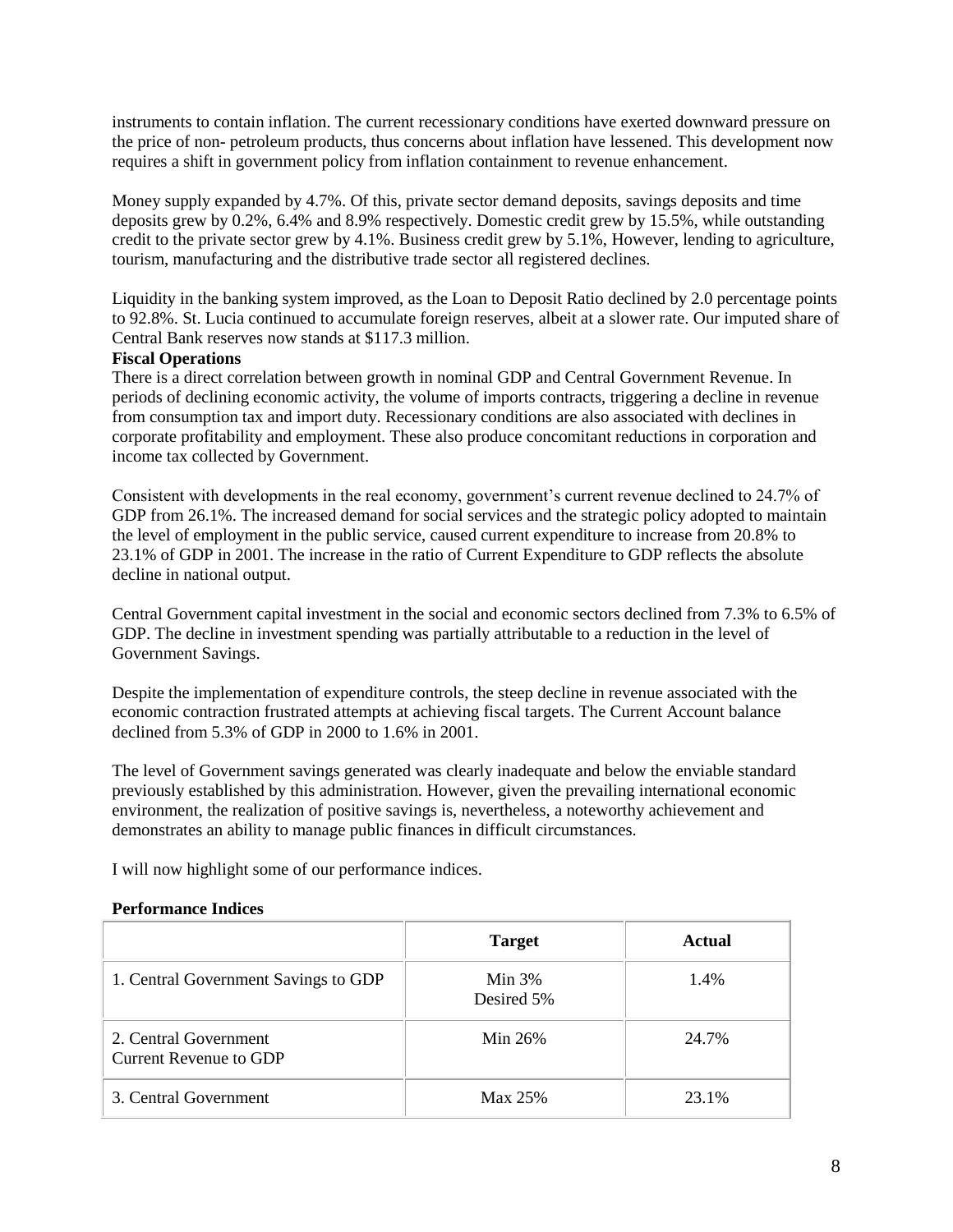instruments to contain inflation. The current recessionary conditions have exerted downward pressure on the price of non- petroleum products, thus concerns about inflation have lessened. This development now requires a shift in government policy from inflation containment to revenue enhancement.

Money supply expanded by 4.7%. Of this, private sector demand deposits, savings deposits and time deposits grew by 0.2%, 6.4% and 8.9% respectively. Domestic credit grew by 15.5%, while outstanding credit to the private sector grew by 4.1%. Business credit grew by 5.1%, However, lending to agriculture, tourism, manufacturing and the distributive trade sector all registered declines.

Liquidity in the banking system improved, as the Loan to Deposit Ratio declined by 2.0 percentage points to 92.8%. St. Lucia continued to accumulate foreign reserves, albeit at a slower rate. Our imputed share of Central Bank reserves now stands at $117.3 million.

**Fiscal Operations**

There is a direct correlation between growth in nominal GDP and Central Government Revenue. In periods of declining economic activity, the volume of imports contracts, triggering a decline in revenue from consumption tax and import duty. Recessionary conditions are also associated with declines in corporate profitability and employment. These also produce concomitant reductions in corporation and income tax collected by Government.

Consistent with developments in the real economy, government's current revenue declined to 24.7% of GDP from 26.1%. The increased demand for social services and the strategic policy adopted to maintain the level of employment in the public service, caused current expenditure to increase from 20.8% to 23.1% of GDP in 2001. The increase in the ratio of Current Expenditure to GDP reflects the absolute decline in national output.

Central Government capital investment in the social and economic sectors declined from 7.3% to 6.5% of GDP. The decline in investment spending was partially attributable to a reduction in the level of Government Savings.

Despite the implementation of expenditure controls, the steep decline in revenue associated with the economic contraction frustrated attempts at achieving fiscal targets. The Current Account balance declined from 5.3% of GDP in 2000 to 1.6% in 2001.

The level of Government savings generated was clearly inadequate and below the enviable standard previously established by this administration. However, given the prevailing international economic environment, the realization of positive savings is, nevertheless, a noteworthy achievement and demonstrates an ability to manage public finances in difficult circumstances.

I will now highlight some of our performance indices.

**Performance Indices**

| | Target | Actual |
|---|---|---|
| 1. Central Government Savings to GDP | Min 3%<br>Desired 5% | 1.4% |
| 2. Central Government Current Revenue to GDP | Min 26% | 24.7% |
| 3. Central Government | Max 25% | 23.1% |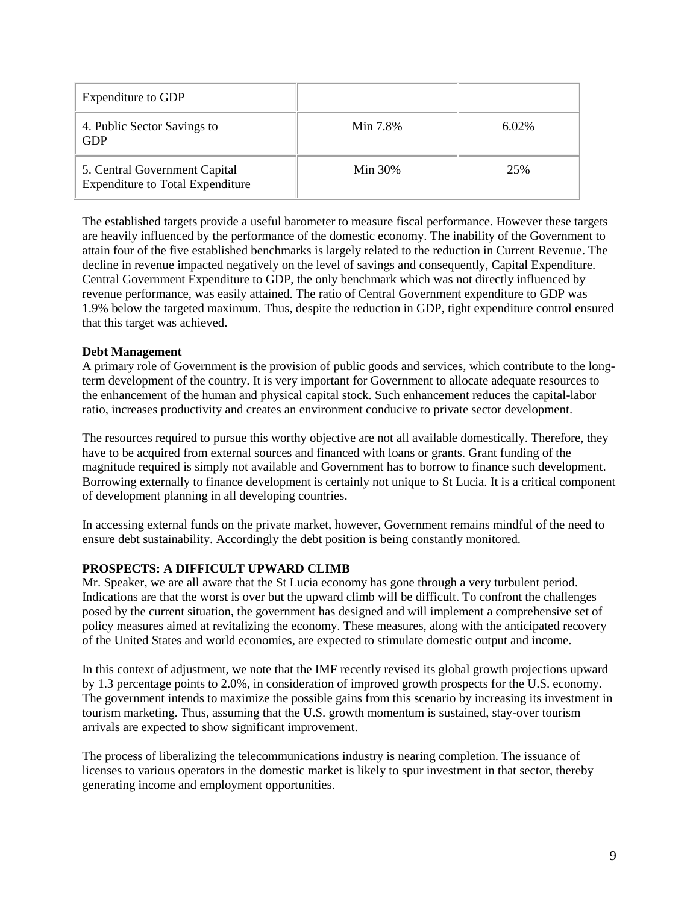| Expenditure to GDP | | |
|---|---|---|
| 4. Public Sector Savings to GDP | Min 7.8% | 6.02% |
| 5. Central Government Capital Expenditure to Total Expenditure | Min 30% | 25% |

The established targets provide a useful barometer to measure fiscal performance. However these targets are heavily influenced by the performance of the domestic economy. The inability of the Government to attain four of the five established benchmarks is largely related to the reduction in Current Revenue. The decline in revenue impacted negatively on the level of savings and consequently, Capital Expenditure. Central Government Expenditure to GDP, the only benchmark which was not directly influenced by revenue performance, was easily attained. The ratio of Central Government expenditure to GDP was 1.9% below the targeted maximum. Thus, despite the reduction in GDP, tight expenditure control ensured that this target was achieved.

**Debt Management**

A primary role of Government is the provision of public goods and services, which contribute to the long-term development of the country. It is very important for Government to allocate adequate resources to the enhancement of the human and physical capital stock. Such enhancement reduces the capital-labor ratio, increases productivity and creates an environment conducive to private sector development.

The resources required to pursue this worthy objective are not all available domestically. Therefore, they have to be acquired from external sources and financed with loans or grants. Grant funding of the magnitude required is simply not available and Government has to borrow to finance such development. Borrowing externally to finance development is certainly not unique to St Lucia. It is a critical component of development planning in all developing countries.

In accessing external funds on the private market, however, Government remains mindful of the need to ensure debt sustainability. Accordingly the debt position is being constantly monitored.

**PROSPECTS: A DIFFICULT UPWARD CLIMB**

Mr. Speaker, we are all aware that the St Lucia economy has gone through a very turbulent period. Indications are that the worst is over but the upward climb will be difficult. To confront the challenges posed by the current situation, the government has designed and will implement a comprehensive set of policy measures aimed at revitalizing the economy. These measures, along with the anticipated recovery of the United States and world economies, are expected to stimulate domestic output and income.

In this context of adjustment, we note that the IMF recently revised its global growth projections upward by 1.3 percentage points to 2.0%, in consideration of improved growth prospects for the U.S. economy. The government intends to maximize the possible gains from this scenario by increasing its investment in tourism marketing. Thus, assuming that the U.S. growth momentum is sustained, stay-over tourism arrivals are expected to show significant improvement.

The process of liberalizing the telecommunications industry is nearing completion. The issuance of licenses to various operators in the domestic market is likely to spur investment in that sector, thereby generating income and employment opportunities.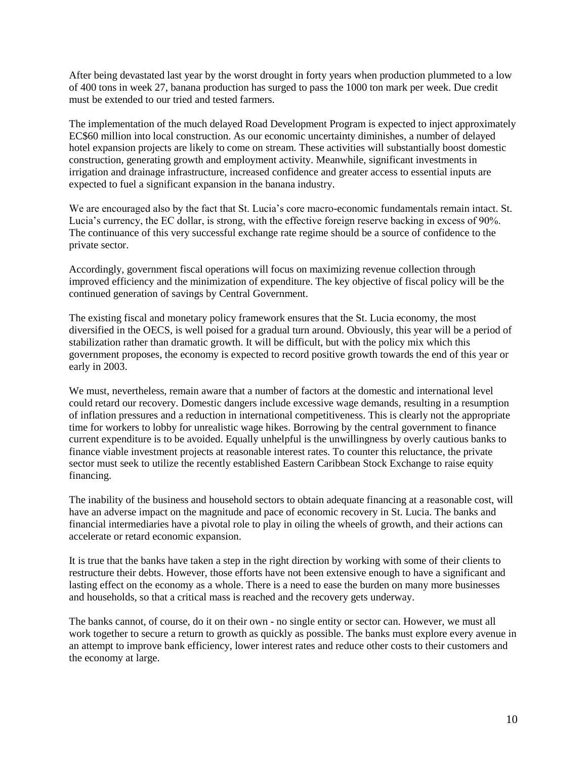After being devastated last year by the worst drought in forty years when production plummeted to a low of 400 tons in week 27, banana production has surged to pass the 1000 ton mark per week. Due credit must be extended to our tried and tested farmers.

The implementation of the much delayed Road Development Program is expected to inject approximately EC$60 million into local construction. As our economic uncertainty diminishes, a number of delayed hotel expansion projects are likely to come on stream. These activities will substantially boost domestic construction, generating growth and employment activity. Meanwhile, significant investments in irrigation and drainage infrastructure, increased confidence and greater access to essential inputs are expected to fuel a significant expansion in the banana industry.

We are encouraged also by the fact that St. Lucia's core macro-economic fundamentals remain intact. St. Lucia's currency, the EC dollar, is strong, with the effective foreign reserve backing in excess of 90%. The continuance of this very successful exchange rate regime should be a source of confidence to the private sector.

Accordingly, government fiscal operations will focus on maximizing revenue collection through improved efficiency and the minimization of expenditure. The key objective of fiscal policy will be the continued generation of savings by Central Government.

The existing fiscal and monetary policy framework ensures that the St. Lucia economy, the most diversified in the OECS, is well poised for a gradual turn around. Obviously, this year will be a period of stabilization rather than dramatic growth. It will be difficult, but with the policy mix which this government proposes, the economy is expected to record positive growth towards the end of this year or early in 2003.

We must, nevertheless, remain aware that a number of factors at the domestic and international level could retard our recovery. Domestic dangers include excessive wage demands, resulting in a resumption of inflation pressures and a reduction in international competitiveness. This is clearly not the appropriate time for workers to lobby for unrealistic wage hikes. Borrowing by the central government to finance current expenditure is to be avoided. Equally unhelpful is the unwillingness by overly cautious banks to finance viable investment projects at reasonable interest rates. To counter this reluctance, the private sector must seek to utilize the recently established Eastern Caribbean Stock Exchange to raise equity financing.

The inability of the business and household sectors to obtain adequate financing at a reasonable cost, will have an adverse impact on the magnitude and pace of economic recovery in St. Lucia. The banks and financial intermediaries have a pivotal role to play in oiling the wheels of growth, and their actions can accelerate or retard economic expansion.

It is true that the banks have taken a step in the right direction by working with some of their clients to restructure their debts. However, those efforts have not been extensive enough to have a significant and lasting effect on the economy as a whole. There is a need to ease the burden on many more businesses and households, so that a critical mass is reached and the recovery gets underway.

The banks cannot, of course, do it on their own - no single entity or sector can. However, we must all work together to secure a return to growth as quickly as possible. The banks must explore every avenue in an attempt to improve bank efficiency, lower interest rates and reduce other costs to their customers and the economy at large.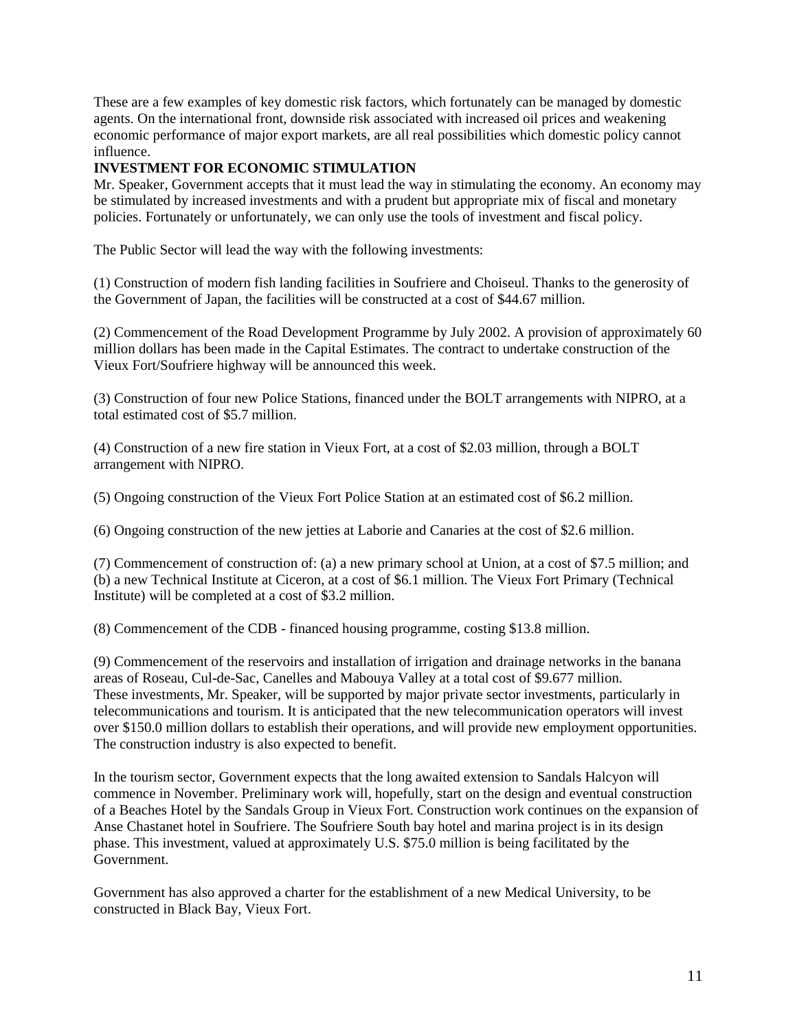These are a few examples of key domestic risk factors, which fortunately can be managed by domestic agents. On the international front, downside risk associated with increased oil prices and weakening economic performance of major export markets, are all real possibilities which domestic policy cannot influence.

**INVESTMENT FOR ECONOMIC STIMULATION**

Mr. Speaker, Government accepts that it must lead the way in stimulating the economy. An economy may be stimulated by increased investments and with a prudent but appropriate mix of fiscal and monetary policies. Fortunately or unfortunately, we can only use the tools of investment and fiscal policy.

The Public Sector will lead the way with the following investments:

(1) Construction of modern fish landing facilities in Soufriere and Choiseul. Thanks to the generosity of the Government of Japan, the facilities will be constructed at a cost of $44.67 million.

(2) Commencement of the Road Development Programme by July 2002. A provision of approximately 60 million dollars has been made in the Capital Estimates. The contract to undertake construction of the Vieux Fort/Soufriere highway will be announced this week.

(3) Construction of four new Police Stations, financed under the BOLT arrangements with NIPRO, at a total estimated cost of $5.7 million.

(4) Construction of a new fire station in Vieux Fort, at a cost of $2.03 million, through a BOLT arrangement with NIPRO.

(5) Ongoing construction of the Vieux Fort Police Station at an estimated cost of $6.2 million.

(6) Ongoing construction of the new jetties at Laborie and Canaries at the cost of $2.6 million.

(7) Commencement of construction of: (a) a new primary school at Union, at a cost of $7.5 million; and (b) a new Technical Institute at Ciceron, at a cost of $6.1 million. The Vieux Fort Primary (Technical Institute) will be completed at a cost of $3.2 million.

(8) Commencement of the CDB - financed housing programme, costing $13.8 million.

(9) Commencement of the reservoirs and installation of irrigation and drainage networks in the banana areas of Roseau, Cul-de-Sac, Canelles and Mabouya Valley at a total cost of $9.677 million.

These investments, Mr. Speaker, will be supported by major private sector investments, particularly in telecommunications and tourism. It is anticipated that the new telecommunication operators will invest over $150.0 million dollars to establish their operations, and will provide new employment opportunities. The construction industry is also expected to benefit.

In the tourism sector, Government expects that the long awaited extension to Sandals Halcyon will commence in November. Preliminary work will, hopefully, start on the design and eventual construction of a Beaches Hotel by the Sandals Group in Vieux Fort. Construction work continues on the expansion of Anse Chastanet hotel in Soufriere. The Soufriere South bay hotel and marina project is in its design phase. This investment, valued at approximately U.S. $75.0 million is being facilitated by the Government.

Government has also approved a charter for the establishment of a new Medical University, to be constructed in Black Bay, Vieux Fort.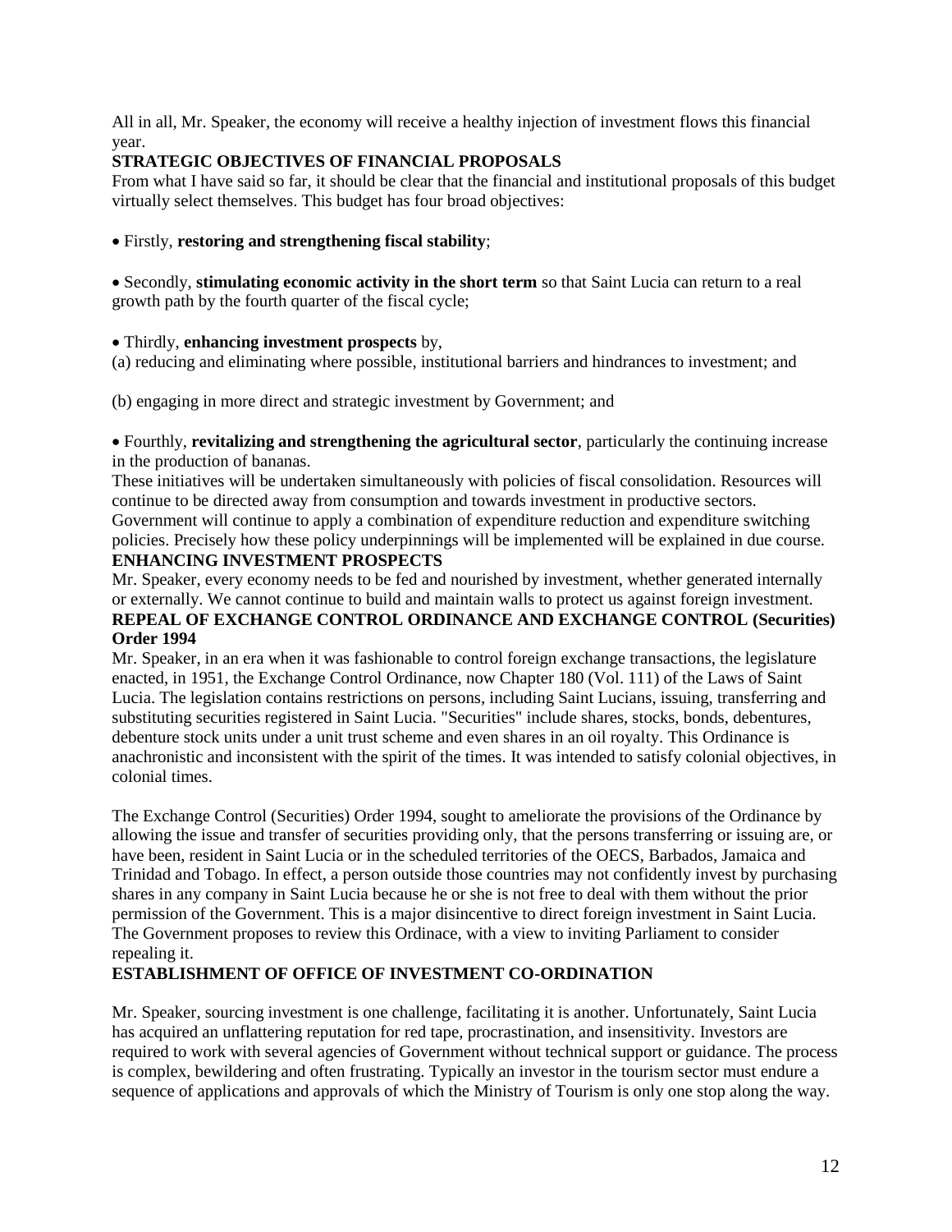All in all, Mr. Speaker, the economy will receive a healthy injection of investment flows this financial year.

## STRATEGIC OBJECTIVES OF FINANCIAL PROPOSALS

From what I have said so far, it should be clear that the financial and institutional proposals of this budget virtually select themselves. This budget has four broad objectives:

- Firstly, **restoring and strengthening fiscal stability**;

- Secondly, **stimulating economic activity in the short term** so that Saint Lucia can return to a real growth path by the fourth quarter of the fiscal cycle;

- Thirdly, **enhancing investment prospects** by,

(a) reducing and eliminating where possible, institutional barriers and hindrances to investment; and

(b) engaging in more direct and strategic investment by Government; and

- Fourthly, **revitalizing and strengthening the agricultural sector**, particularly the continuing increase in the production of bananas.

These initiatives will be undertaken simultaneously with policies of fiscal consolidation. Resources will continue to be directed away from consumption and towards investment in productive sectors. Government will continue to apply a combination of expenditure reduction and expenditure switching policies. Precisely how these policy underpinnings will be implemented will be explained in due course.

## ENHANCING INVESTMENT PROSPECTS

Mr. Speaker, every economy needs to be fed and nourished by investment, whether generated internally or externally. We cannot continue to build and maintain walls to protect us against foreign investment.

### REPEAL OF EXCHANGE CONTROL ORDINANCE AND EXCHANGE CONTROL (Securities) Order 1994

Mr. Speaker, in an era when it was fashionable to control foreign exchange transactions, the legislature enacted, in 1951, the Exchange Control Ordinance, now Chapter 180 (Vol. 111) of the Laws of Saint Lucia. The legislation contains restrictions on persons, including Saint Lucians, issuing, transferring and substituting securities registered in Saint Lucia. "Securities" include shares, stocks, bonds, debentures, debenture stock units under a unit trust scheme and even shares in an oil royalty. This Ordinance is anachronistic and inconsistent with the spirit of the times. It was intended to satisfy colonial objectives, in colonial times.

The Exchange Control (Securities) Order 1994, sought to ameliorate the provisions of the Ordinance by allowing the issue and transfer of securities providing only, that the persons transferring or issuing are, or have been, resident in Saint Lucia or in the scheduled territories of the OECS, Barbados, Jamaica and Trinidad and Tobago. In effect, a person outside those countries may not confidently invest by purchasing shares in any company in Saint Lucia because he or she is not free to deal with them without the prior permission of the Government. This is a major disincentive to direct foreign investment in Saint Lucia. The Government proposes to review this Ordinace, with a view to inviting Parliament to consider repealing it.

### ESTABLISHMENT OF OFFICE OF INVESTMENT CO-ORDINATION

Mr. Speaker, sourcing investment is one challenge, facilitating it is another. Unfortunately, Saint Lucia has acquired an unflattering reputation for red tape, procrastination, and insensitivity. Investors are required to work with several agencies of Government without technical support or guidance. The process is complex, bewildering and often frustrating. Typically an investor in the tourism sector must endure a sequence of applications and approvals of which the Ministry of Tourism is only one stop along the way.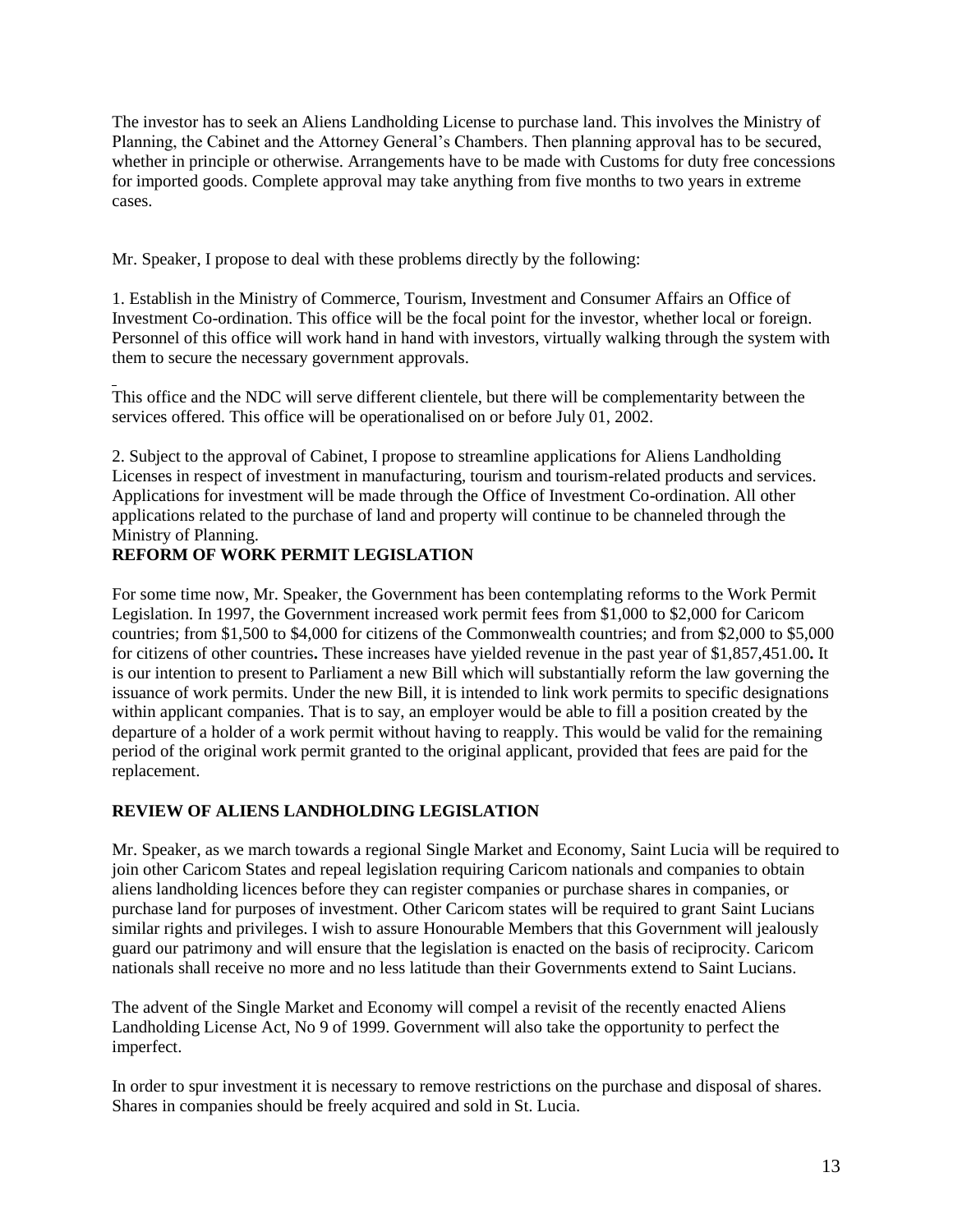The investor has to seek an Aliens Landholding License to purchase land. This involves the Ministry of Planning, the Cabinet and the Attorney General's Chambers. Then planning approval has to be secured, whether in principle or otherwise. Arrangements have to be made with Customs for duty free concessions for imported goods. Complete approval may take anything from five months to two years in extreme cases.

Mr. Speaker, I propose to deal with these problems directly by the following:

1. Establish in the Ministry of Commerce, Tourism, Investment and Consumer Affairs an Office of Investment Co-ordination. This office will be the focal point for the investor, whether local or foreign. Personnel of this office will work hand in hand with investors, virtually walking through the system with them to secure the necessary government approvals.

This office and the NDC will serve different clientele, but there will be complementarity between the services offered. This office will be operationalised on or before July 01, 2002.

2. Subject to the approval of Cabinet, I propose to streamline applications for Aliens Landholding Licenses in respect of investment in manufacturing, tourism and tourism-related products and services. Applications for investment will be made through the Office of Investment Co-ordination. All other applications related to the purchase of land and property will continue to be channeled through the Ministry of Planning.

**REFORM OF WORK PERMIT LEGISLATION**

For some time now, Mr. Speaker, the Government has been contemplating reforms to the Work Permit Legislation. In 1997, the Government increased work permit fees from $1,000 to $2,000 for Caricom countries; from $1,500 to $4,000 for citizens of the Commonwealth countries; and from $2,000 to $5,000 for citizens of other countries**.** These increases have yielded revenue in the past year of $1,857,451.00**.** It is our intention to present to Parliament a new Bill which will substantially reform the law governing the issuance of work permits. Under the new Bill, it is intended to link work permits to specific designations within applicant companies. That is to say, an employer would be able to fill a position created by the departure of a holder of a work permit without having to reapply. This would be valid for the remaining period of the original work permit granted to the original applicant, provided that fees are paid for the replacement.

**REVIEW OF ALIENS LANDHOLDING LEGISLATION**

Mr. Speaker, as we march towards a regional Single Market and Economy, Saint Lucia will be required to join other Caricom States and repeal legislation requiring Caricom nationals and companies to obtain aliens landholding licences before they can register companies or purchase shares in companies, or purchase land for purposes of investment. Other Caricom states will be required to grant Saint Lucians similar rights and privileges. I wish to assure Honourable Members that this Government will jealously guard our patrimony and will ensure that the legislation is enacted on the basis of reciprocity. Caricom nationals shall receive no more and no less latitude than their Governments extend to Saint Lucians.

The advent of the Single Market and Economy will compel a revisit of the recently enacted Aliens Landholding License Act, No 9 of 1999. Government will also take the opportunity to perfect the imperfect.

In order to spur investment it is necessary to remove restrictions on the purchase and disposal of shares. Shares in companies should be freely acquired and sold in St. Lucia.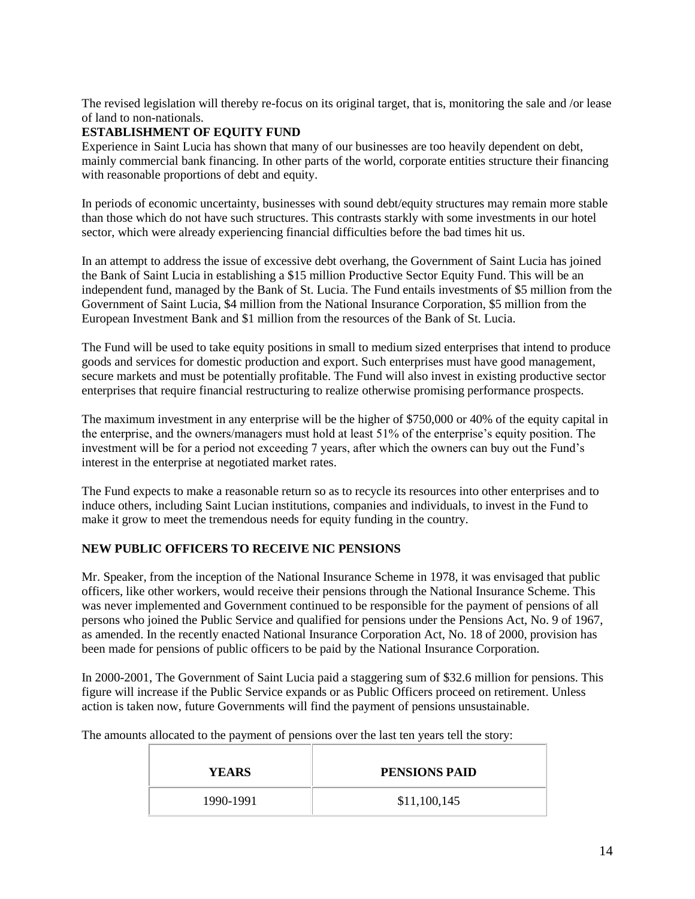The revised legislation will thereby re-focus on its original target, that is, monitoring the sale and /or lease of land to non-nationals.

**ESTABLISHMENT OF EQUITY FUND**

Experience in Saint Lucia has shown that many of our businesses are too heavily dependent on debt, mainly commercial bank financing. In other parts of the world, corporate entities structure their financing with reasonable proportions of debt and equity.

In periods of economic uncertainty, businesses with sound debt/equity structures may remain more stable than those which do not have such structures. This contrasts starkly with some investments in our hotel sector, which were already experiencing financial difficulties before the bad times hit us.

In an attempt to address the issue of excessive debt overhang, the Government of Saint Lucia has joined the Bank of Saint Lucia in establishing a $15 million Productive Sector Equity Fund. This will be an independent fund, managed by the Bank of St. Lucia. The Fund entails investments of $5 million from the Government of Saint Lucia, $4 million from the National Insurance Corporation, $5 million from the European Investment Bank and $1 million from the resources of the Bank of St. Lucia.

The Fund will be used to take equity positions in small to medium sized enterprises that intend to produce goods and services for domestic production and export. Such enterprises must have good management, secure markets and must be potentially profitable. The Fund will also invest in existing productive sector enterprises that require financial restructuring to realize otherwise promising performance prospects.

The maximum investment in any enterprise will be the higher of $750,000 or 40% of the equity capital in the enterprise, and the owners/managers must hold at least 51% of the enterprise's equity position. The investment will be for a period not exceeding 7 years, after which the owners can buy out the Fund's interest in the enterprise at negotiated market rates.

The Fund expects to make a reasonable return so as to recycle its resources into other enterprises and to induce others, including Saint Lucian institutions, companies and individuals, to invest in the Fund to make it grow to meet the tremendous needs for equity funding in the country.

**NEW PUBLIC OFFICERS TO RECEIVE NIC PENSIONS**

Mr. Speaker, from the inception of the National Insurance Scheme in 1978, it was envisaged that public officers, like other workers, would receive their pensions through the National Insurance Scheme. This was never implemented and Government continued to be responsible for the payment of pensions of all persons who joined the Public Service and qualified for pensions under the Pensions Act, No. 9 of 1967, as amended. In the recently enacted National Insurance Corporation Act, No. 18 of 2000, provision has been made for pensions of public officers to be paid by the National Insurance Corporation.

In 2000-2001, The Government of Saint Lucia paid a staggering sum of $32.6 million for pensions. This figure will increase if the Public Service expands or as Public Officers proceed on retirement. Unless action is taken now, future Governments will find the payment of pensions unsustainable.

The amounts allocated to the payment of pensions over the last ten years tell the story:

| YEARS | PENSIONS PAID |
|---|---|
| 1990-1991 | $11,100,145 |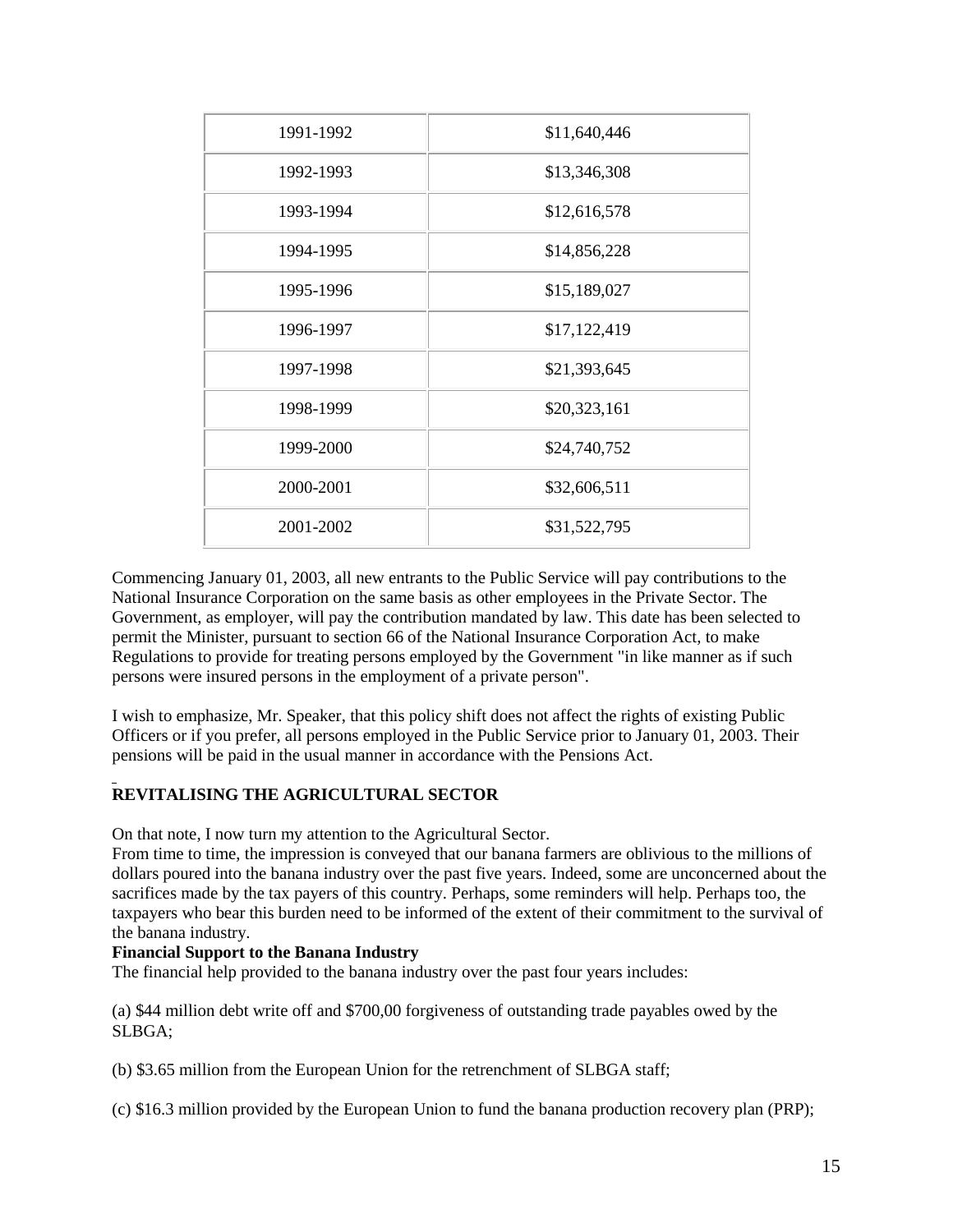| | |
|---|---|
| 1991-1992 | $11,640,446 |
| 1992-1993 | $13,346,308 |
| 1993-1994 | $12,616,578 |
| 1994-1995 | $14,856,228 |
| 1995-1996 | $15,189,027 |
| 1996-1997 | $17,122,419 |
| 1997-1998 | $21,393,645 |
| 1998-1999 | $20,323,161 |
| 1999-2000 | $24,740,752 |
| 2000-2001 | $32,606,511 |
| 2001-2002 | $31,522,795 |

Commencing January 01, 2003, all new entrants to the Public Service will pay contributions to the National Insurance Corporation on the same basis as other employees in the Private Sector. The Government, as employer, will pay the contribution mandated by law. This date has been selected to permit the Minister, pursuant to section 66 of the National Insurance Corporation Act, to make Regulations to provide for treating persons employed by the Government "in like manner as if such persons were insured persons in the employment of a private person".

I wish to emphasize, Mr. Speaker, that this policy shift does not affect the rights of existing Public Officers or if you prefer, all persons employed in the Public Service prior to January 01, 2003. Their pensions will be paid in the usual manner in accordance with the Pensions Act.

## REVITALISING THE AGRICULTURAL SECTOR

On that note, I now turn my attention to the Agricultural Sector.

From time to time, the impression is conveyed that our banana farmers are oblivious to the millions of dollars poured into the banana industry over the past five years. Indeed, some are unconcerned about the sacrifices made by the tax payers of this country. Perhaps, some reminders will help. Perhaps too, the taxpayers who bear this burden need to be informed of the extent of their commitment to the survival of the banana industry.

**Financial Support to the Banana Industry**

The financial help provided to the banana industry over the past four years includes:

(a) $44 million debt write off and $700,00 forgiveness of outstanding trade payables owed by the SLBGA;

(b) $3.65 million from the European Union for the retrenchment of SLBGA staff;

(c) $16.3 million provided by the European Union to fund the banana production recovery plan (PRP);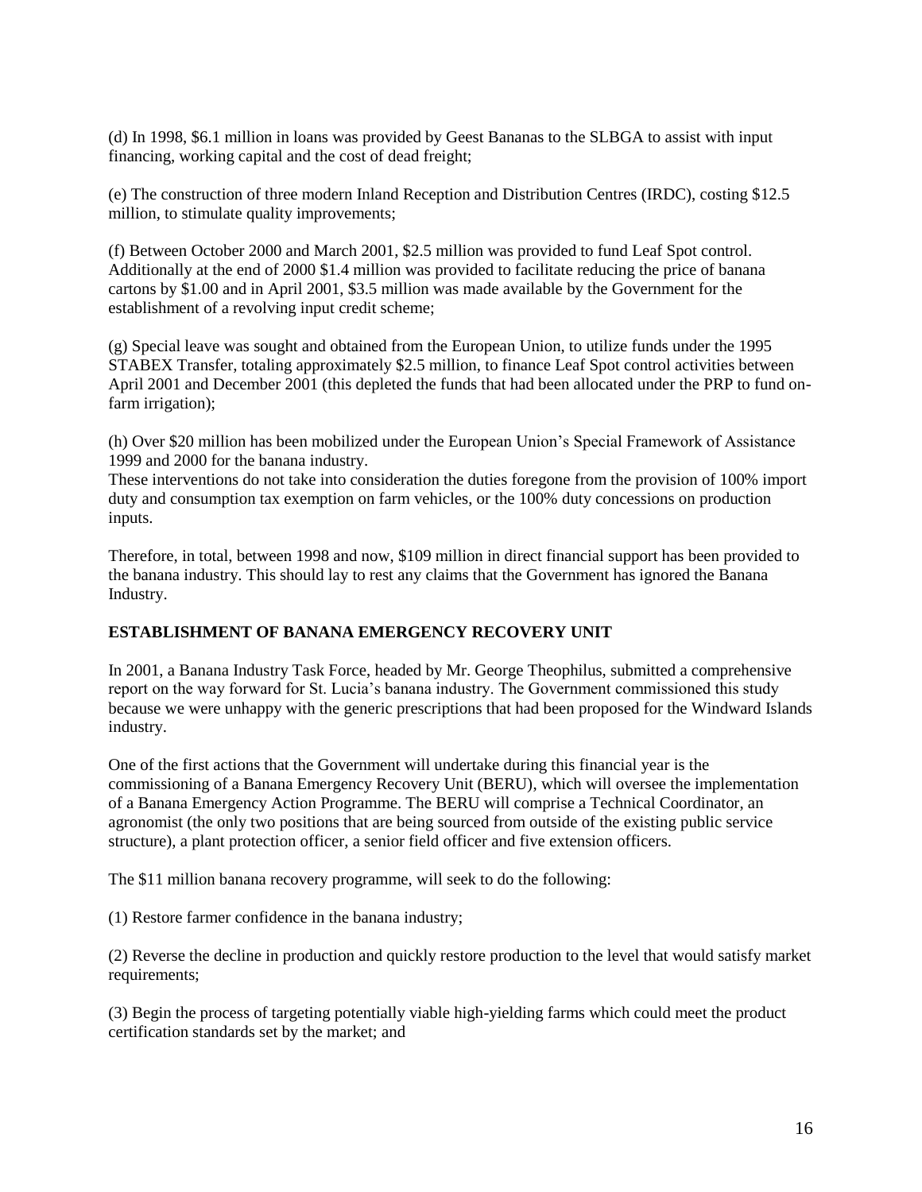(d) In 1998, $6.1 million in loans was provided by Geest Bananas to the SLBGA to assist with input financing, working capital and the cost of dead freight;

(e) The construction of three modern Inland Reception and Distribution Centres (IRDC), costing $12.5 million, to stimulate quality improvements;

(f) Between October 2000 and March 2001, $2.5 million was provided to fund Leaf Spot control. Additionally at the end of 2000 $1.4 million was provided to facilitate reducing the price of banana cartons by $1.00 and in April 2001, $3.5 million was made available by the Government for the establishment of a revolving input credit scheme;

(g) Special leave was sought and obtained from the European Union, to utilize funds under the 1995 STABEX Transfer, totaling approximately $2.5 million, to finance Leaf Spot control activities between April 2001 and December 2001 (this depleted the funds that had been allocated under the PRP to fund on-farm irrigation);

(h) Over $20 million has been mobilized under the European Union's Special Framework of Assistance 1999 and 2000 for the banana industry.

These interventions do not take into consideration the duties foregone from the provision of 100% import duty and consumption tax exemption on farm vehicles, or the 100% duty concessions on production inputs.

Therefore, in total, between 1998 and now, $109 million in direct financial support has been provided to the banana industry. This should lay to rest any claims that the Government has ignored the Banana Industry.

**ESTABLISHMENT OF BANANA EMERGENCY RECOVERY UNIT**

In 2001, a Banana Industry Task Force, headed by Mr. George Theophilus, submitted a comprehensive report on the way forward for St. Lucia's banana industry. The Government commissioned this study because we were unhappy with the generic prescriptions that had been proposed for the Windward Islands industry.

One of the first actions that the Government will undertake during this financial year is the commissioning of a Banana Emergency Recovery Unit (BERU), which will oversee the implementation of a Banana Emergency Action Programme. The BERU will comprise a Technical Coordinator, an agronomist (the only two positions that are being sourced from outside of the existing public service structure), a plant protection officer, a senior field officer and five extension officers.

The $11 million banana recovery programme, will seek to do the following:

(1) Restore farmer confidence in the banana industry;

(2) Reverse the decline in production and quickly restore production to the level that would satisfy market requirements;

(3) Begin the process of targeting potentially viable high-yielding farms which could meet the product certification standards set by the market; and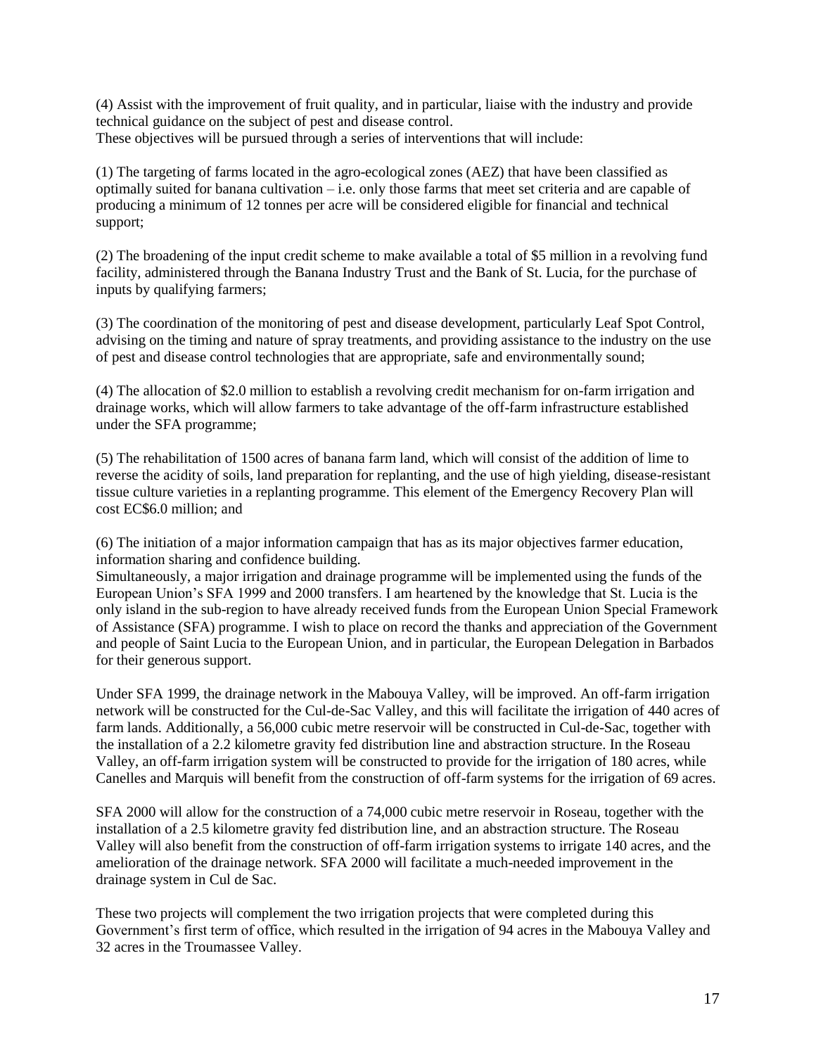(4) Assist with the improvement of fruit quality, and in particular, liaise with the industry and provide technical guidance on the subject of pest and disease control.

These objectives will be pursued through a series of interventions that will include:

(1) The targeting of farms located in the agro-ecological zones (AEZ) that have been classified as optimally suited for banana cultivation – i.e. only those farms that meet set criteria and are capable of producing a minimum of 12 tonnes per acre will be considered eligible for financial and technical support;

(2) The broadening of the input credit scheme to make available a total of $5 million in a revolving fund facility, administered through the Banana Industry Trust and the Bank of St. Lucia, for the purchase of inputs by qualifying farmers;

(3) The coordination of the monitoring of pest and disease development, particularly Leaf Spot Control, advising on the timing and nature of spray treatments, and providing assistance to the industry on the use of pest and disease control technologies that are appropriate, safe and environmentally sound;

(4) The allocation of $2.0 million to establish a revolving credit mechanism for on-farm irrigation and drainage works, which will allow farmers to take advantage of the off-farm infrastructure established under the SFA programme;

(5) The rehabilitation of 1500 acres of banana farm land, which will consist of the addition of lime to reverse the acidity of soils, land preparation for replanting, and the use of high yielding, disease-resistant tissue culture varieties in a replanting programme. This element of the Emergency Recovery Plan will cost EC$6.0 million; and

(6) The initiation of a major information campaign that has as its major objectives farmer education, information sharing and confidence building.

Simultaneously, a major irrigation and drainage programme will be implemented using the funds of the European Union's SFA 1999 and 2000 transfers. I am heartened by the knowledge that St. Lucia is the only island in the sub-region to have already received funds from the European Union Special Framework of Assistance (SFA) programme. I wish to place on record the thanks and appreciation of the Government and people of Saint Lucia to the European Union, and in particular, the European Delegation in Barbados for their generous support.

Under SFA 1999, the drainage network in the Mabouya Valley, will be improved. An off-farm irrigation network will be constructed for the Cul-de-Sac Valley, and this will facilitate the irrigation of 440 acres of farm lands. Additionally, a 56,000 cubic metre reservoir will be constructed in Cul-de-Sac, together with the installation of a 2.2 kilometre gravity fed distribution line and abstraction structure. In the Roseau Valley, an off-farm irrigation system will be constructed to provide for the irrigation of 180 acres, while Canelles and Marquis will benefit from the construction of off-farm systems for the irrigation of 69 acres.

SFA 2000 will allow for the construction of a 74,000 cubic metre reservoir in Roseau, together with the installation of a 2.5 kilometre gravity fed distribution line, and an abstraction structure. The Roseau Valley will also benefit from the construction of off-farm irrigation systems to irrigate 140 acres, and the amelioration of the drainage network. SFA 2000 will facilitate a much-needed improvement in the drainage system in Cul de Sac.

These two projects will complement the two irrigation projects that were completed during this Government's first term of office, which resulted in the irrigation of 94 acres in the Mabouya Valley and 32 acres in the Troumassee Valley.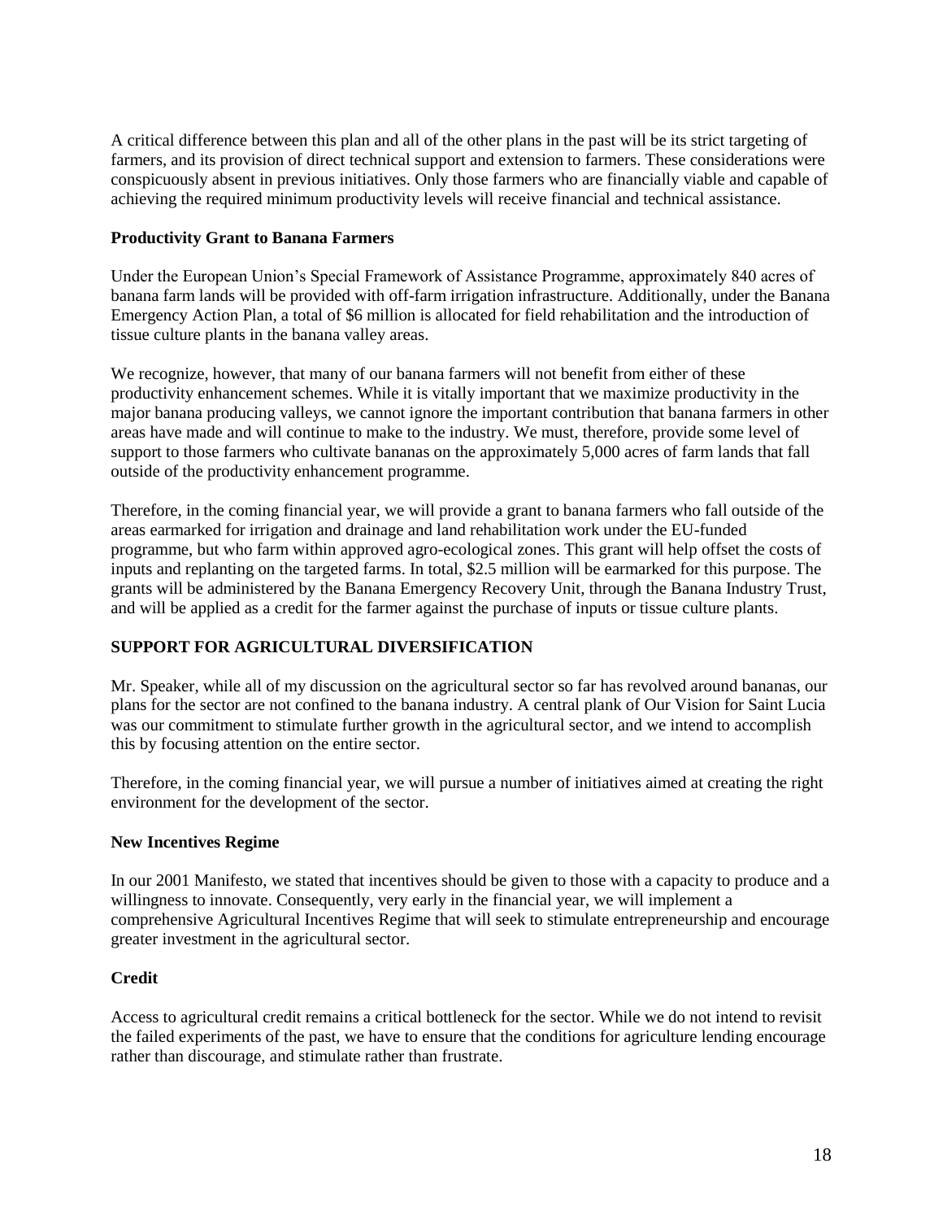A critical difference between this plan and all of the other plans in the past will be its strict targeting of farmers, and its provision of direct technical support and extension to farmers. These considerations were conspicuously absent in previous initiatives. Only those farmers who are financially viable and capable of achieving the required minimum productivity levels will receive financial and technical assistance.

### Productivity Grant to Banana Farmers

Under the European Union's Special Framework of Assistance Programme, approximately 840 acres of banana farm lands will be provided with off-farm irrigation infrastructure. Additionally, under the Banana Emergency Action Plan, a total of $6 million is allocated for field rehabilitation and the introduction of tissue culture plants in the banana valley areas.

We recognize, however, that many of our banana farmers will not benefit from either of these productivity enhancement schemes. While it is vitally important that we maximize productivity in the major banana producing valleys, we cannot ignore the important contribution that banana farmers in other areas have made and will continue to make to the industry. We must, therefore, provide some level of support to those farmers who cultivate bananas on the approximately 5,000 acres of farm lands that fall outside of the productivity enhancement programme.

Therefore, in the coming financial year, we will provide a grant to banana farmers who fall outside of the areas earmarked for irrigation and drainage and land rehabilitation work under the EU-funded programme, but who farm within approved agro-ecological zones. This grant will help offset the costs of inputs and replanting on the targeted farms. In total, $2.5 million will be earmarked for this purpose. The grants will be administered by the Banana Emergency Recovery Unit, through the Banana Industry Trust, and will be applied as a credit for the farmer against the purchase of inputs or tissue culture plants.

## SUPPORT FOR AGRICULTURAL DIVERSIFICATION

Mr. Speaker, while all of my discussion on the agricultural sector so far has revolved around bananas, our plans for the sector are not confined to the banana industry. A central plank of Our Vision for Saint Lucia was our commitment to stimulate further growth in the agricultural sector, and we intend to accomplish this by focusing attention on the entire sector.

Therefore, in the coming financial year, we will pursue a number of initiatives aimed at creating the right environment for the development of the sector.

### New Incentives Regime

In our 2001 Manifesto, we stated that incentives should be given to those with a capacity to produce and a willingness to innovate. Consequently, very early in the financial year, we will implement a comprehensive Agricultural Incentives Regime that will seek to stimulate entrepreneurship and encourage greater investment in the agricultural sector.

### Credit

Access to agricultural credit remains a critical bottleneck for the sector. While we do not intend to revisit the failed experiments of the past, we have to ensure that the conditions for agriculture lending encourage rather than discourage, and stimulate rather than frustrate.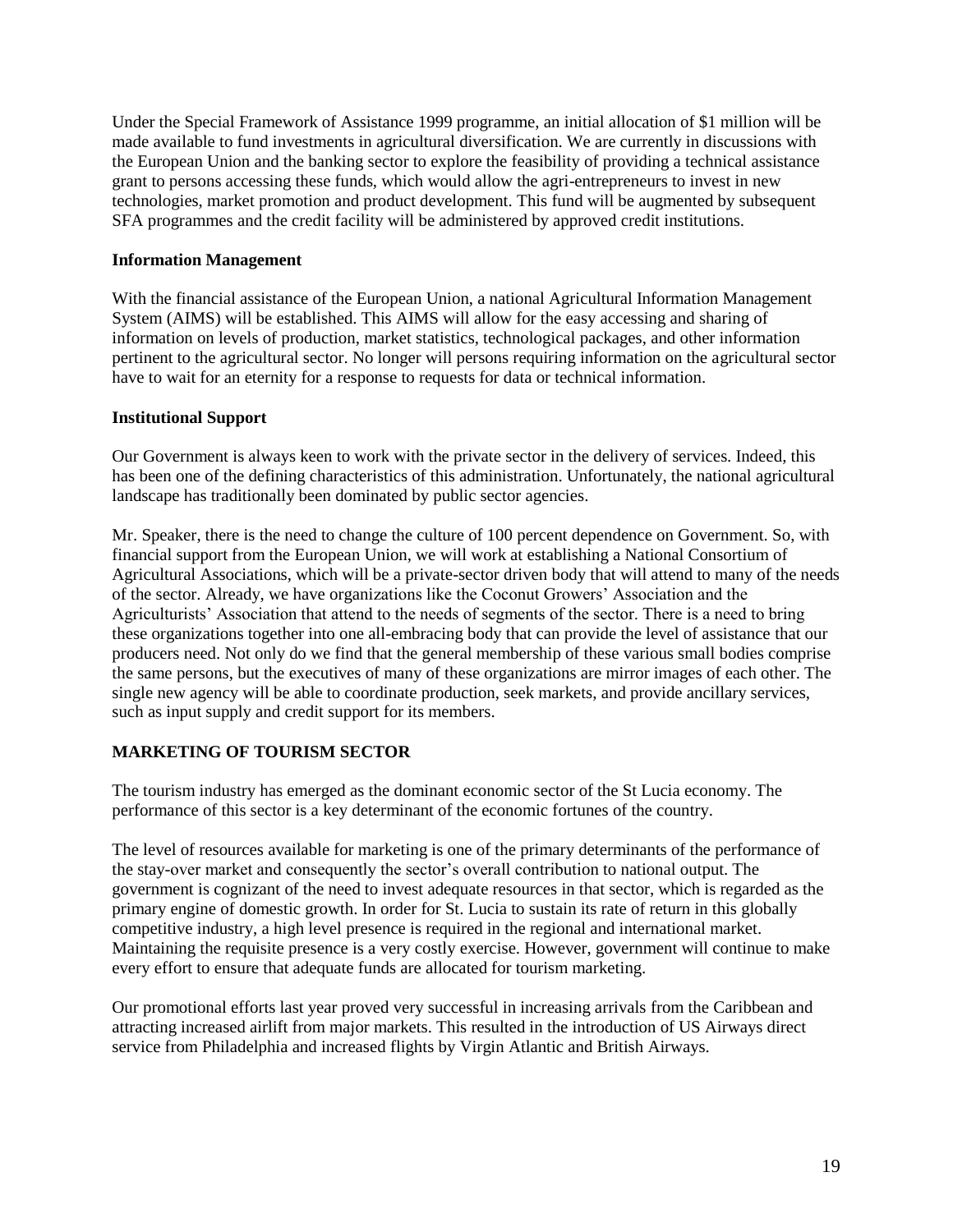Under the Special Framework of Assistance 1999 programme, an initial allocation of $1 million will be made available to fund investments in agricultural diversification. We are currently in discussions with the European Union and the banking sector to explore the feasibility of providing a technical assistance grant to persons accessing these funds, which would allow the agri-entrepreneurs to invest in new technologies, market promotion and product development. This fund will be augmented by subsequent SFA programmes and the credit facility will be administered by approved credit institutions.

**Information Management**

With the financial assistance of the European Union, a national Agricultural Information Management System (AIMS) will be established. This AIMS will allow for the easy accessing and sharing of information on levels of production, market statistics, technological packages, and other information pertinent to the agricultural sector. No longer will persons requiring information on the agricultural sector have to wait for an eternity for a response to requests for data or technical information.

**Institutional Support**

Our Government is always keen to work with the private sector in the delivery of services. Indeed, this has been one of the defining characteristics of this administration. Unfortunately, the national agricultural landscape has traditionally been dominated by public sector agencies.

Mr. Speaker, there is the need to change the culture of 100 percent dependence on Government. So, with financial support from the European Union, we will work at establishing a National Consortium of Agricultural Associations, which will be a private-sector driven body that will attend to many of the needs of the sector. Already, we have organizations like the Coconut Growers' Association and the Agriculturists' Association that attend to the needs of segments of the sector. There is a need to bring these organizations together into one all-embracing body that can provide the level of assistance that our producers need. Not only do we find that the general membership of these various small bodies comprise the same persons, but the executives of many of these organizations are mirror images of each other. The single new agency will be able to coordinate production, seek markets, and provide ancillary services, such as input supply and credit support for its members.

**MARKETING OF TOURISM SECTOR**

The tourism industry has emerged as the dominant economic sector of the St Lucia economy. The performance of this sector is a key determinant of the economic fortunes of the country.

The level of resources available for marketing is one of the primary determinants of the performance of the stay-over market and consequently the sector's overall contribution to national output. The government is cognizant of the need to invest adequate resources in that sector, which is regarded as the primary engine of domestic growth. In order for St. Lucia to sustain its rate of return in this globally competitive industry, a high level presence is required in the regional and international market. Maintaining the requisite presence is a very costly exercise. However, government will continue to make every effort to ensure that adequate funds are allocated for tourism marketing.

Our promotional efforts last year proved very successful in increasing arrivals from the Caribbean and attracting increased airlift from major markets. This resulted in the introduction of US Airways direct service from Philadelphia and increased flights by Virgin Atlantic and British Airways.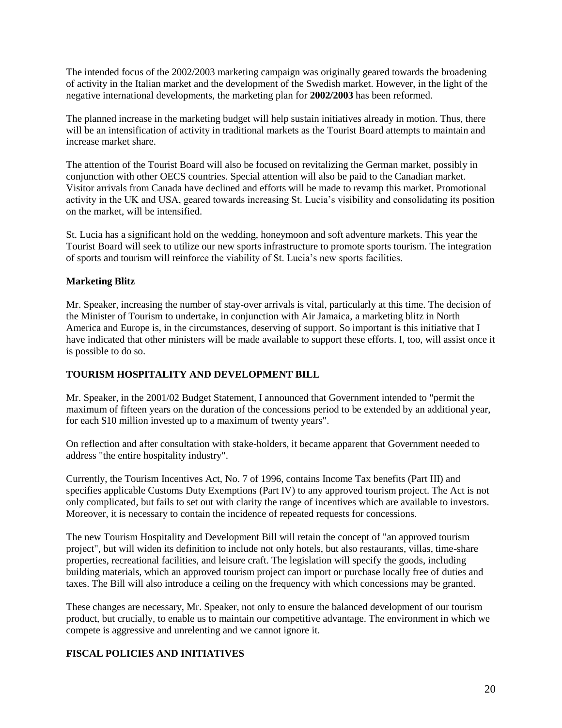The intended focus of the 2002/2003 marketing campaign was originally geared towards the broadening of activity in the Italian market and the development of the Swedish market. However, in the light of the negative international developments, the marketing plan for **2002/2003** has been reformed.

The planned increase in the marketing budget will help sustain initiatives already in motion. Thus, there will be an intensification of activity in traditional markets as the Tourist Board attempts to maintain and increase market share.

The attention of the Tourist Board will also be focused on revitalizing the German market, possibly in conjunction with other OECS countries. Special attention will also be paid to the Canadian market. Visitor arrivals from Canada have declined and efforts will be made to revamp this market. Promotional activity in the UK and USA, geared towards increasing St. Lucia's visibility and consolidating its position on the market, will be intensified.

St. Lucia has a significant hold on the wedding, honeymoon and soft adventure markets. This year the Tourist Board will seek to utilize our new sports infrastructure to promote sports tourism. The integration of sports and tourism will reinforce the viability of St. Lucia's new sports facilities.

**Marketing Blitz**

Mr. Speaker, increasing the number of stay-over arrivals is vital, particularly at this time. The decision of the Minister of Tourism to undertake, in conjunction with Air Jamaica, a marketing blitz in North America and Europe is, in the circumstances, deserving of support. So important is this initiative that I have indicated that other ministers will be made available to support these efforts. I, too, will assist once it is possible to do so.

## TOURISM HOSPITALITY AND DEVELOPMENT BILL

Mr. Speaker, in the 2001/02 Budget Statement, I announced that Government intended to "permit the maximum of fifteen years on the duration of the concessions period to be extended by an additional year, for each $10 million invested up to a maximum of twenty years".

On reflection and after consultation with stake-holders, it became apparent that Government needed to address "the entire hospitality industry".

Currently, the Tourism Incentives Act, No. 7 of 1996, contains Income Tax benefits (Part III) and specifies applicable Customs Duty Exemptions (Part IV) to any approved tourism project. The Act is not only complicated, but fails to set out with clarity the range of incentives which are available to investors. Moreover, it is necessary to contain the incidence of repeated requests for concessions.

The new Tourism Hospitality and Development Bill will retain the concept of "an approved tourism project", but will widen its definition to include not only hotels, but also restaurants, villas, time-share properties, recreational facilities, and leisure craft. The legislation will specify the goods, including building materials, which an approved tourism project can import or purchase locally free of duties and taxes. The Bill will also introduce a ceiling on the frequency with which concessions may be granted.

These changes are necessary, Mr. Speaker, not only to ensure the balanced development of our tourism product, but crucially, to enable us to maintain our competitive advantage. The environment in which we compete is aggressive and unrelenting and we cannot ignore it.

## FISCAL POLICIES AND INITIATIVES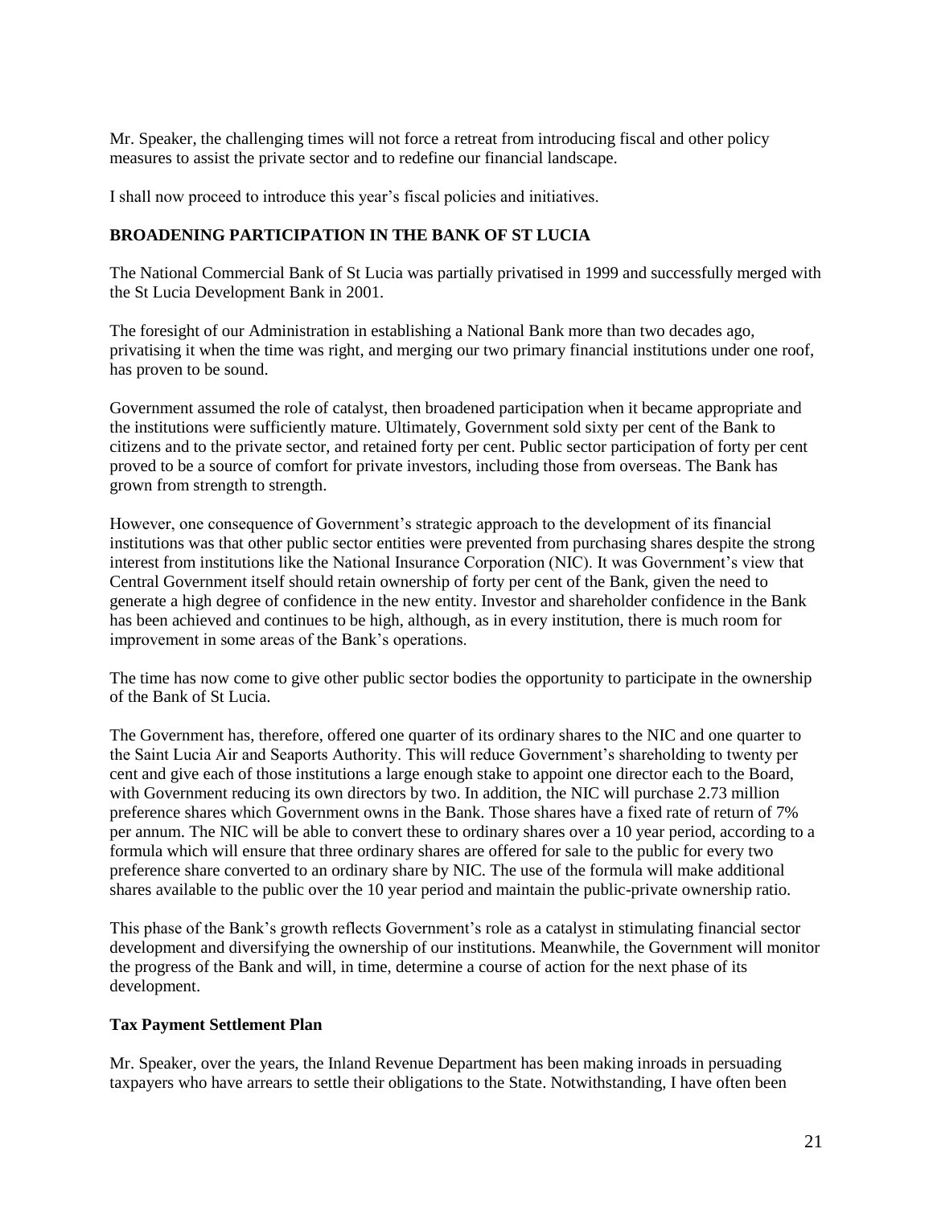Mr. Speaker, the challenging times will not force a retreat from introducing fiscal and other policy measures to assist the private sector and to redefine our financial landscape.

I shall now proceed to introduce this year's fiscal policies and initiatives.

## BROADENING PARTICIPATION IN THE BANK OF ST LUCIA

The National Commercial Bank of St Lucia was partially privatised in 1999 and successfully merged with the St Lucia Development Bank in 2001.

The foresight of our Administration in establishing a National Bank more than two decades ago, privatising it when the time was right, and merging our two primary financial institutions under one roof, has proven to be sound.

Government assumed the role of catalyst, then broadened participation when it became appropriate and the institutions were sufficiently mature. Ultimately, Government sold sixty per cent of the Bank to citizens and to the private sector, and retained forty per cent. Public sector participation of forty per cent proved to be a source of comfort for private investors, including those from overseas. The Bank has grown from strength to strength.

However, one consequence of Government's strategic approach to the development of its financial institutions was that other public sector entities were prevented from purchasing shares despite the strong interest from institutions like the National Insurance Corporation (NIC). It was Government's view that Central Government itself should retain ownership of forty per cent of the Bank, given the need to generate a high degree of confidence in the new entity. Investor and shareholder confidence in the Bank has been achieved and continues to be high, although, as in every institution, there is much room for improvement in some areas of the Bank's operations.

The time has now come to give other public sector bodies the opportunity to participate in the ownership of the Bank of St Lucia.

The Government has, therefore, offered one quarter of its ordinary shares to the NIC and one quarter to the Saint Lucia Air and Seaports Authority. This will reduce Government's shareholding to twenty per cent and give each of those institutions a large enough stake to appoint one director each to the Board, with Government reducing its own directors by two. In addition, the NIC will purchase 2.73 million preference shares which Government owns in the Bank. Those shares have a fixed rate of return of 7% per annum. The NIC will be able to convert these to ordinary shares over a 10 year period, according to a formula which will ensure that three ordinary shares are offered for sale to the public for every two preference share converted to an ordinary share by NIC. The use of the formula will make additional shares available to the public over the 10 year period and maintain the public-private ownership ratio.

This phase of the Bank's growth reflects Government's role as a catalyst in stimulating financial sector development and diversifying the ownership of our institutions. Meanwhile, the Government will monitor the progress of the Bank and will, in time, determine a course of action for the next phase of its development.

### Tax Payment Settlement Plan

Mr. Speaker, over the years, the Inland Revenue Department has been making inroads in persuading taxpayers who have arrears to settle their obligations to the State. Notwithstanding, I have often been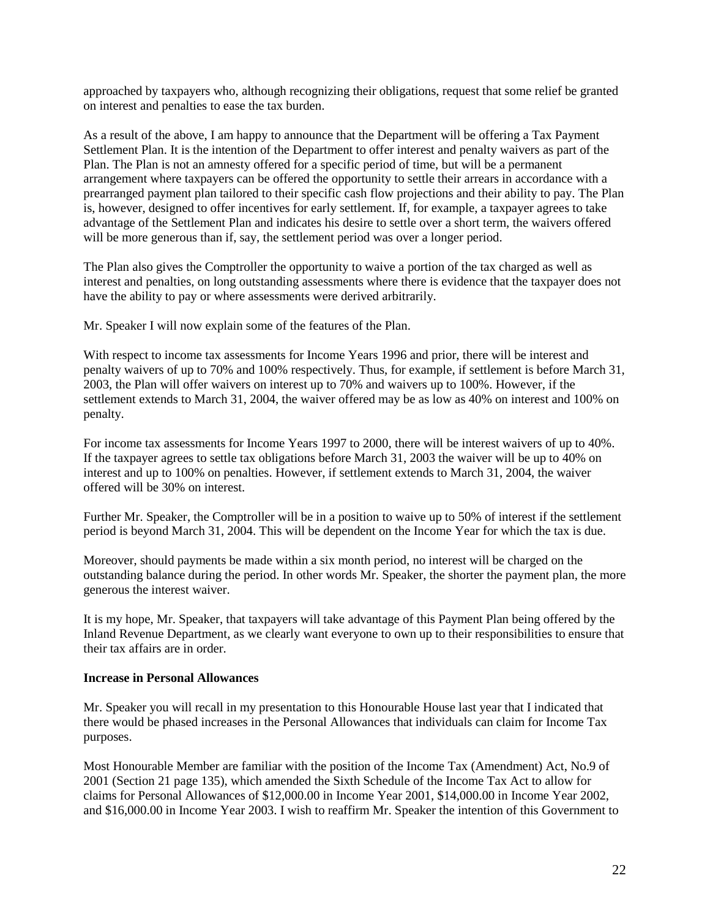approached by taxpayers who, although recognizing their obligations, request that some relief be granted on interest and penalties to ease the tax burden.

As a result of the above, I am happy to announce that the Department will be offering a Tax Payment Settlement Plan. It is the intention of the Department to offer interest and penalty waivers as part of the Plan. The Plan is not an amnesty offered for a specific period of time, but will be a permanent arrangement where taxpayers can be offered the opportunity to settle their arrears in accordance with a prearranged payment plan tailored to their specific cash flow projections and their ability to pay. The Plan is, however, designed to offer incentives for early settlement. If, for example, a taxpayer agrees to take advantage of the Settlement Plan and indicates his desire to settle over a short term, the waivers offered will be more generous than if, say, the settlement period was over a longer period.

The Plan also gives the Comptroller the opportunity to waive a portion of the tax charged as well as interest and penalties, on long outstanding assessments where there is evidence that the taxpayer does not have the ability to pay or where assessments were derived arbitrarily.

Mr. Speaker I will now explain some of the features of the Plan.

With respect to income tax assessments for Income Years 1996 and prior, there will be interest and penalty waivers of up to 70% and 100% respectively. Thus, for example, if settlement is before March 31, 2003, the Plan will offer waivers on interest up to 70% and waivers up to 100%. However, if the settlement extends to March 31, 2004, the waiver offered may be as low as 40% on interest and 100% on penalty.

For income tax assessments for Income Years 1997 to 2000, there will be interest waivers of up to 40%. If the taxpayer agrees to settle tax obligations before March 31, 2003 the waiver will be up to 40% on interest and up to 100% on penalties. However, if settlement extends to March 31, 2004, the waiver offered will be 30% on interest.

Further Mr. Speaker, the Comptroller will be in a position to waive up to 50% of interest if the settlement period is beyond March 31, 2004. This will be dependent on the Income Year for which the tax is due.

Moreover, should payments be made within a six month period, no interest will be charged on the outstanding balance during the period. In other words Mr. Speaker, the shorter the payment plan, the more generous the interest waiver.

It is my hope, Mr. Speaker, that taxpayers will take advantage of this Payment Plan being offered by the Inland Revenue Department, as we clearly want everyone to own up to their responsibilities to ensure that their tax affairs are in order.

**Increase in Personal Allowances**

Mr. Speaker you will recall in my presentation to this Honourable House last year that I indicated that there would be phased increases in the Personal Allowances that individuals can claim for Income Tax purposes.

Most Honourable Member are familiar with the position of the Income Tax (Amendment) Act, No.9 of 2001 (Section 21 page 135), which amended the Sixth Schedule of the Income Tax Act to allow for claims for Personal Allowances of \$12,000.00 in Income Year 2001, \$14,000.00 in Income Year 2002, and \$16,000.00 in Income Year 2003. I wish to reaffirm Mr. Speaker the intention of this Government to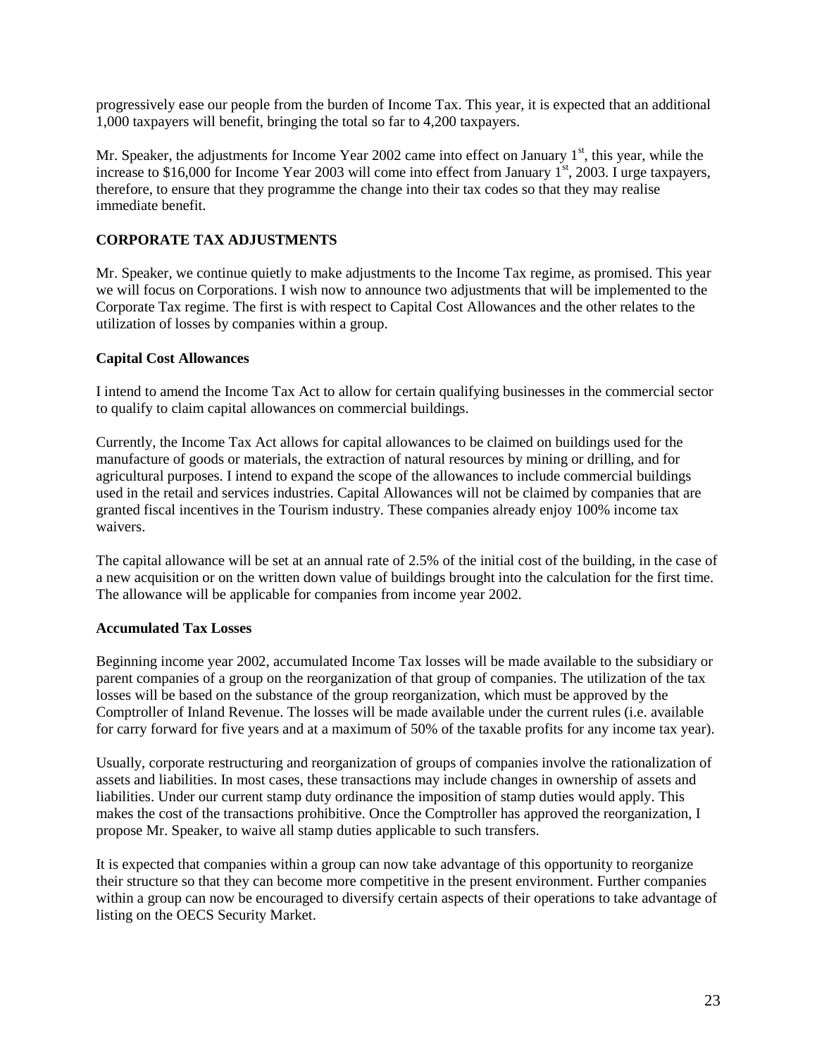progressively ease our people from the burden of Income Tax. This year, it is expected that an additional 1,000 taxpayers will benefit, bringing the total so far to 4,200 taxpayers.

Mr. Speaker, the adjustments for Income Year 2002 came into effect on January 1st, this year, while the increase to $16,000 for Income Year 2003 will come into effect from January 1st, 2003. I urge taxpayers, therefore, to ensure that they programme the change into their tax codes so that they may realise immediate benefit.

## CORPORATE TAX ADJUSTMENTS

Mr. Speaker, we continue quietly to make adjustments to the Income Tax regime, as promised. This year we will focus on Corporations. I wish now to announce two adjustments that will be implemented to the Corporate Tax regime. The first is with respect to Capital Cost Allowances and the other relates to the utilization of losses by companies within a group.

### Capital Cost Allowances

I intend to amend the Income Tax Act to allow for certain qualifying businesses in the commercial sector to qualify to claim capital allowances on commercial buildings.

Currently, the Income Tax Act allows for capital allowances to be claimed on buildings used for the manufacture of goods or materials, the extraction of natural resources by mining or drilling, and for agricultural purposes. I intend to expand the scope of the allowances to include commercial buildings used in the retail and services industries. Capital Allowances will not be claimed by companies that are granted fiscal incentives in the Tourism industry. These companies already enjoy 100% income tax waivers.

The capital allowance will be set at an annual rate of 2.5% of the initial cost of the building, in the case of a new acquisition or on the written down value of buildings brought into the calculation for the first time. The allowance will be applicable for companies from income year 2002.

### Accumulated Tax Losses

Beginning income year 2002, accumulated Income Tax losses will be made available to the subsidiary or parent companies of a group on the reorganization of that group of companies. The utilization of the tax losses will be based on the substance of the group reorganization, which must be approved by the Comptroller of Inland Revenue. The losses will be made available under the current rules (i.e. available for carry forward for five years and at a maximum of 50% of the taxable profits for any income tax year).

Usually, corporate restructuring and reorganization of groups of companies involve the rationalization of assets and liabilities. In most cases, these transactions may include changes in ownership of assets and liabilities. Under our current stamp duty ordinance the imposition of stamp duties would apply. This makes the cost of the transactions prohibitive. Once the Comptroller has approved the reorganization, I propose Mr. Speaker, to waive all stamp duties applicable to such transfers.

It is expected that companies within a group can now take advantage of this opportunity to reorganize their structure so that they can become more competitive in the present environment. Further companies within a group can now be encouraged to diversify certain aspects of their operations to take advantage of listing on the OECS Security Market.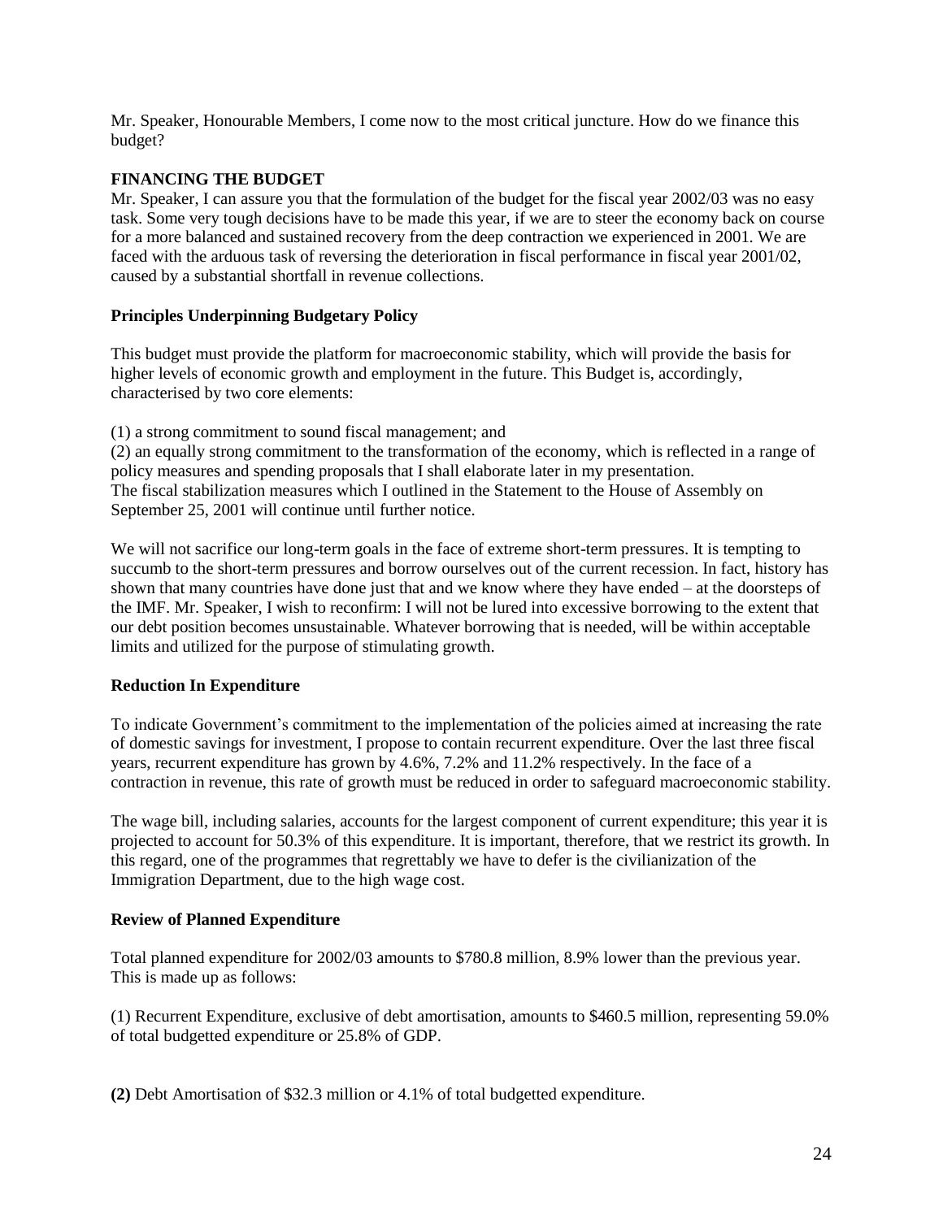Mr. Speaker, Honourable Members, I come now to the most critical juncture. How do we finance this budget?

## FINANCING THE BUDGET

Mr. Speaker, I can assure you that the formulation of the budget for the fiscal year 2002/03 was no easy task. Some very tough decisions have to be made this year, if we are to steer the economy back on course for a more balanced and sustained recovery from the deep contraction we experienced in 2001. We are faced with the arduous task of reversing the deterioration in fiscal performance in fiscal year 2001/02, caused by a substantial shortfall in revenue collections.

### Principles Underpinning Budgetary Policy

This budget must provide the platform for macroeconomic stability, which will provide the basis for higher levels of economic growth and employment in the future. This Budget is, accordingly, characterised by two core elements:

(1) a strong commitment to sound fiscal management; and

(2) an equally strong commitment to the transformation of the economy, which is reflected in a range of policy measures and spending proposals that I shall elaborate later in my presentation.

The fiscal stabilization measures which I outlined in the Statement to the House of Assembly on September 25, 2001 will continue until further notice.

We will not sacrifice our long-term goals in the face of extreme short-term pressures. It is tempting to succumb to the short-term pressures and borrow ourselves out of the current recession. In fact, history has shown that many countries have done just that and we know where they have ended – at the doorsteps of the IMF. Mr. Speaker, I wish to reconfirm: I will not be lured into excessive borrowing to the extent that our debt position becomes unsustainable. Whatever borrowing that is needed, will be within acceptable limits and utilized for the purpose of stimulating growth.

### Reduction In Expenditure

To indicate Government's commitment to the implementation of the policies aimed at increasing the rate of domestic savings for investment, I propose to contain recurrent expenditure. Over the last three fiscal years, recurrent expenditure has grown by 4.6%, 7.2% and 11.2% respectively. In the face of a contraction in revenue, this rate of growth must be reduced in order to safeguard macroeconomic stability.

The wage bill, including salaries, accounts for the largest component of current expenditure; this year it is projected to account for 50.3% of this expenditure. It is important, therefore, that we restrict its growth. In this regard, one of the programmes that regrettably we have to defer is the civilianization of the Immigration Department, due to the high wage cost.

### Review of Planned Expenditure

Total planned expenditure for 2002/03 amounts to $780.8 million, 8.9% lower than the previous year. This is made up as follows:

(1) Recurrent Expenditure, exclusive of debt amortisation, amounts to $460.5 million, representing 59.0% of total budgetted expenditure or 25.8% of GDP.

**(2)** Debt Amortisation of $32.3 million or 4.1% of total budgetted expenditure.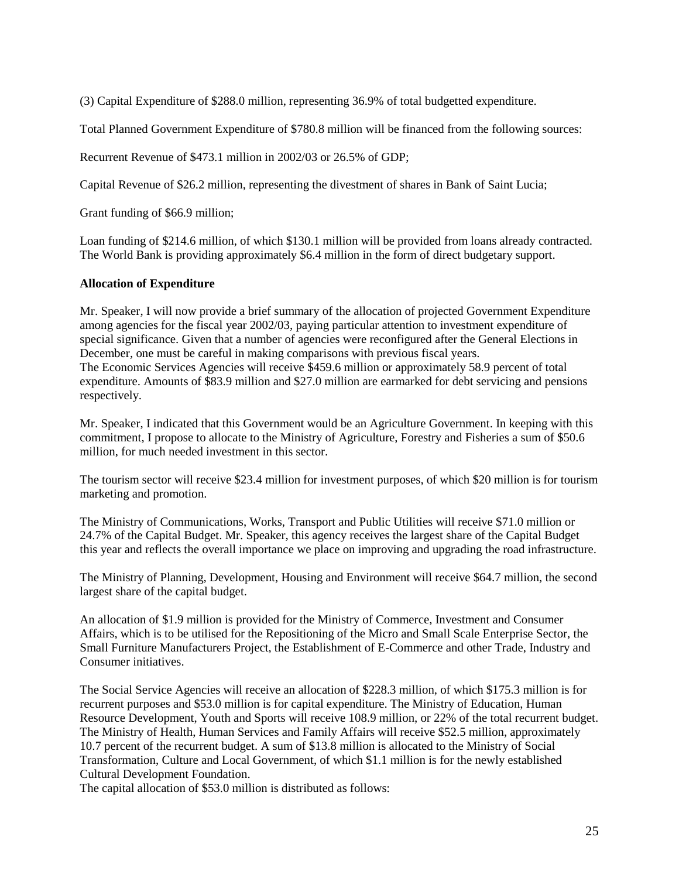(3) Capital Expenditure of $288.0 million, representing 36.9% of total budgetted expenditure.

Total Planned Government Expenditure of $780.8 million will be financed from the following sources:

Recurrent Revenue of $473.1 million in 2002/03 or 26.5% of GDP;

Capital Revenue of $26.2 million, representing the divestment of shares in Bank of Saint Lucia;

Grant funding of $66.9 million;

Loan funding of $214.6 million, of which $130.1 million will be provided from loans already contracted. The World Bank is providing approximately $6.4 million in the form of direct budgetary support.

**Allocation of Expenditure**

Mr. Speaker, I will now provide a brief summary of the allocation of projected Government Expenditure among agencies for the fiscal year 2002/03, paying particular attention to investment expenditure of special significance. Given that a number of agencies were reconfigured after the General Elections in December, one must be careful in making comparisons with previous fiscal years.
The Economic Services Agencies will receive $459.6 million or approximately 58.9 percent of total expenditure. Amounts of $83.9 million and $27.0 million are earmarked for debt servicing and pensions respectively.

Mr. Speaker, I indicated that this Government would be an Agriculture Government. In keeping with this commitment, I propose to allocate to the Ministry of Agriculture, Forestry and Fisheries a sum of $50.6 million, for much needed investment in this sector.

The tourism sector will receive $23.4 million for investment purposes, of which $20 million is for tourism marketing and promotion.

The Ministry of Communications, Works, Transport and Public Utilities will receive $71.0 million or 24.7% of the Capital Budget. Mr. Speaker, this agency receives the largest share of the Capital Budget this year and reflects the overall importance we place on improving and upgrading the road infrastructure.

The Ministry of Planning, Development, Housing and Environment will receive $64.7 million, the second largest share of the capital budget.

An allocation of $1.9 million is provided for the Ministry of Commerce, Investment and Consumer Affairs, which is to be utilised for the Repositioning of the Micro and Small Scale Enterprise Sector, the Small Furniture Manufacturers Project, the Establishment of E-Commerce and other Trade, Industry and Consumer initiatives.

The Social Service Agencies will receive an allocation of $228.3 million, of which $175.3 million is for recurrent purposes and $53.0 million is for capital expenditure. The Ministry of Education, Human Resource Development, Youth and Sports will receive 108.9 million, or 22% of the total recurrent budget. The Ministry of Health, Human Services and Family Affairs will receive $52.5 million, approximately 10.7 percent of the recurrent budget. A sum of $13.8 million is allocated to the Ministry of Social Transformation, Culture and Local Government, of which $1.1 million is for the newly established Cultural Development Foundation.
The capital allocation of $53.0 million is distributed as follows: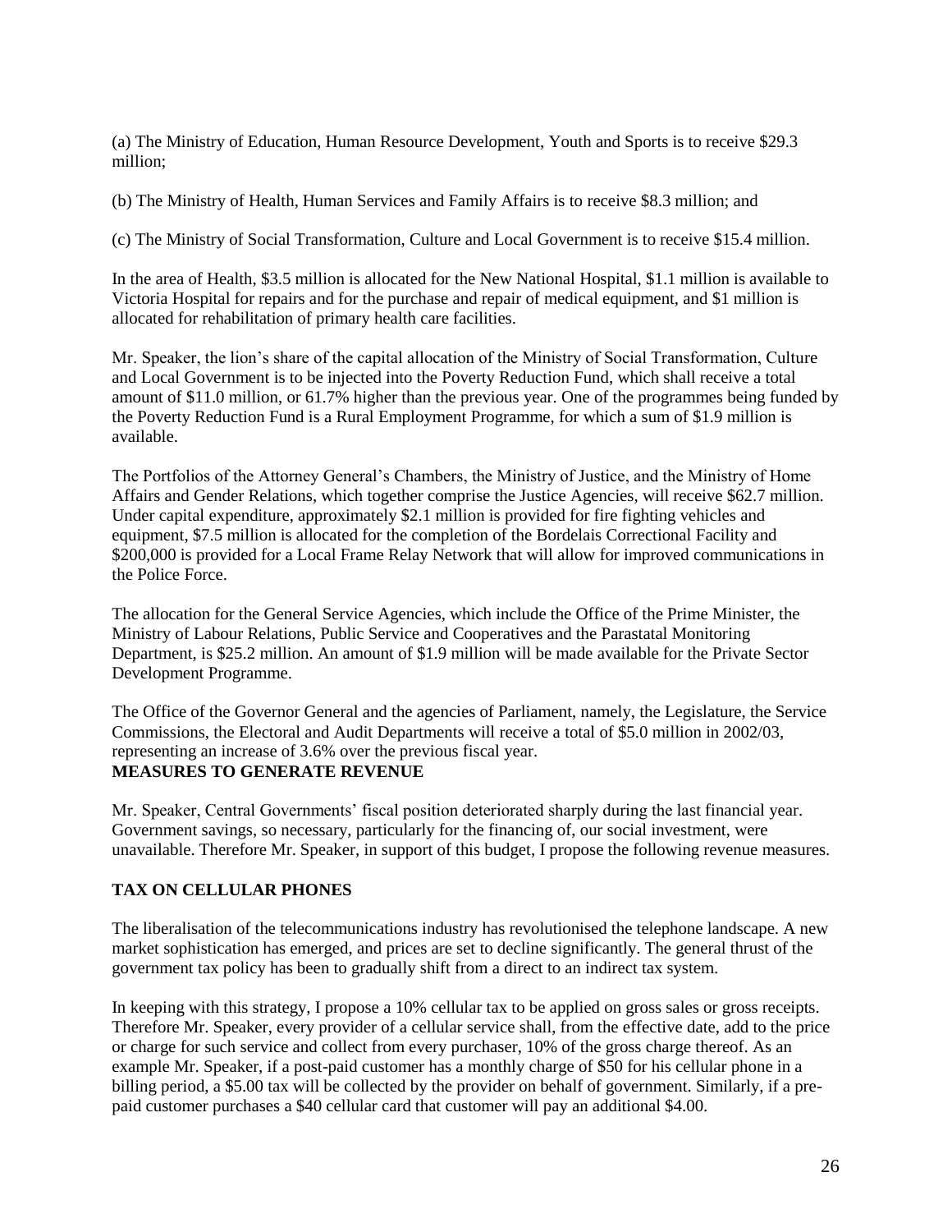(a) The Ministry of Education, Human Resource Development, Youth and Sports is to receive $29.3 million;

(b) The Ministry of Health, Human Services and Family Affairs is to receive $8.3 million; and

(c) The Ministry of Social Transformation, Culture and Local Government is to receive $15.4 million.

In the area of Health, $3.5 million is allocated for the New National Hospital, $1.1 million is available to Victoria Hospital for repairs and for the purchase and repair of medical equipment, and $1 million is allocated for rehabilitation of primary health care facilities.

Mr. Speaker, the lion's share of the capital allocation of the Ministry of Social Transformation, Culture and Local Government is to be injected into the Poverty Reduction Fund, which shall receive a total amount of $11.0 million, or 61.7% higher than the previous year. One of the programmes being funded by the Poverty Reduction Fund is a Rural Employment Programme, for which a sum of $1.9 million is available.

The Portfolios of the Attorney General's Chambers, the Ministry of Justice, and the Ministry of Home Affairs and Gender Relations, which together comprise the Justice Agencies, will receive $62.7 million. Under capital expenditure, approximately $2.1 million is provided for fire fighting vehicles and equipment, $7.5 million is allocated for the completion of the Bordelais Correctional Facility and $200,000 is provided for a Local Frame Relay Network that will allow for improved communications in the Police Force.

The allocation for the General Service Agencies, which include the Office of the Prime Minister, the Ministry of Labour Relations, Public Service and Cooperatives and the Parastatal Monitoring Department, is $25.2 million. An amount of $1.9 million will be made available for the Private Sector Development Programme.

The Office of the Governor General and the agencies of Parliament, namely, the Legislature, the Service Commissions, the Electoral and Audit Departments will receive a total of $5.0 million in 2002/03, representing an increase of 3.6% over the previous fiscal year.

## MEASURES TO GENERATE REVENUE

Mr. Speaker, Central Governments' fiscal position deteriorated sharply during the last financial year. Government savings, so necessary, particularly for the financing of, our social investment, were unavailable. Therefore Mr. Speaker, in support of this budget, I propose the following revenue measures.

## TAX ON CELLULAR PHONES

The liberalisation of the telecommunications industry has revolutionised the telephone landscape. A new market sophistication has emerged, and prices are set to decline significantly. The general thrust of the government tax policy has been to gradually shift from a direct to an indirect tax system.

In keeping with this strategy, I propose a 10% cellular tax to be applied on gross sales or gross receipts. Therefore Mr. Speaker, every provider of a cellular service shall, from the effective date, add to the price or charge for such service and collect from every purchaser, 10% of the gross charge thereof. As an example Mr. Speaker, if a post-paid customer has a monthly charge of $50 for his cellular phone in a billing period, a $5.00 tax will be collected by the provider on behalf of government. Similarly, if a pre-paid customer purchases a $40 cellular card that customer will pay an additional $4.00.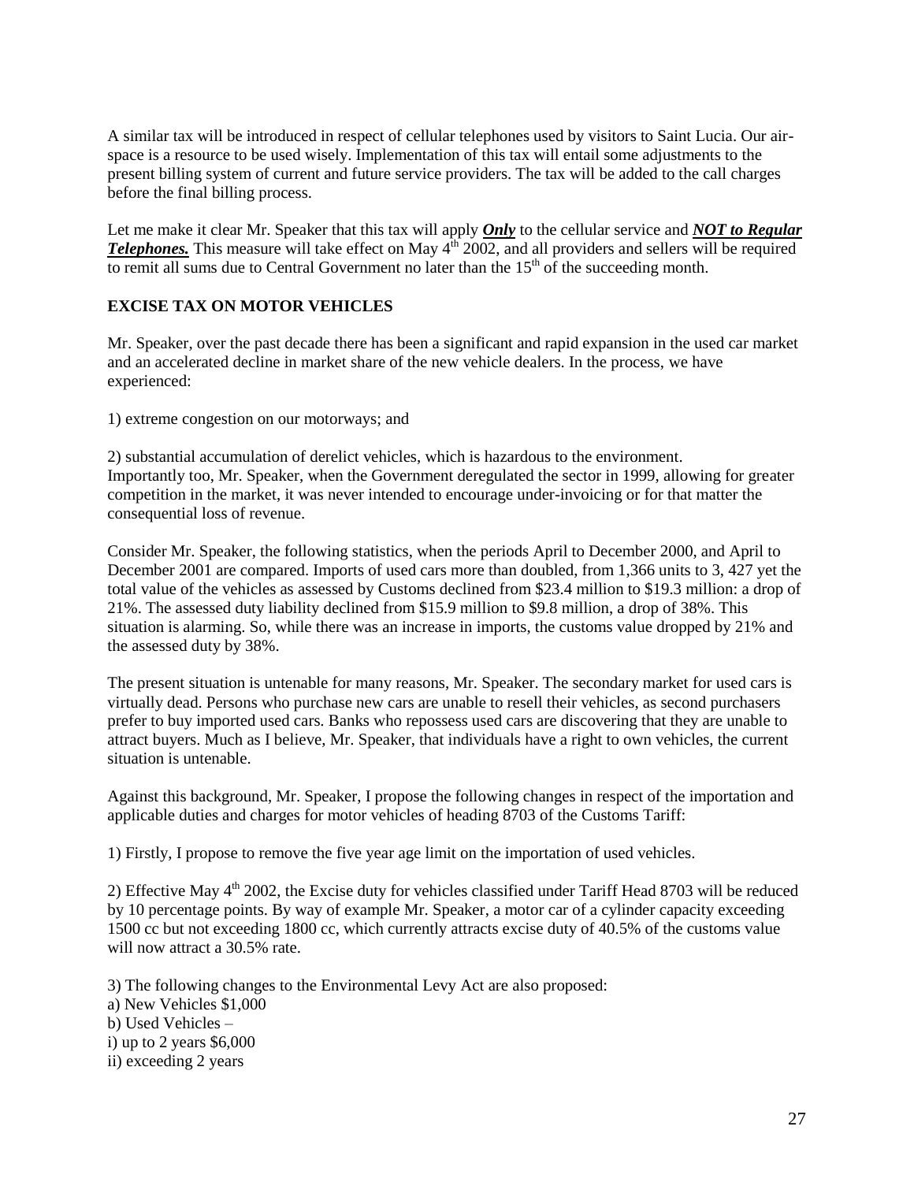A similar tax will be introduced in respect of cellular telephones used by visitors to Saint Lucia. Our air-space is a resource to be used wisely. Implementation of this tax will entail some adjustments to the present billing system of current and future service providers. The tax will be added to the call charges before the final billing process.

Let me make it clear Mr. Speaker that this tax will apply ***Only*** to the cellular service and ***NOT to Regular Telephones.*** This measure will take effect on May 4th 2002, and all providers and sellers will be required to remit all sums due to Central Government no later than the 15th of the succeeding month.

**EXCISE TAX ON MOTOR VEHICLES**

Mr. Speaker, over the past decade there has been a significant and rapid expansion in the used car market and an accelerated decline in market share of the new vehicle dealers. In the process, we have experienced:

1) extreme congestion on our motorways; and

2) substantial accumulation of derelict vehicles, which is hazardous to the environment.
Importantly too, Mr. Speaker, when the Government deregulated the sector in 1999, allowing for greater competition in the market, it was never intended to encourage under-invoicing or for that matter the consequential loss of revenue.

Consider Mr. Speaker, the following statistics, when the periods April to December 2000, and April to December 2001 are compared. Imports of used cars more than doubled, from 1,366 units to 3, 427 yet the total value of the vehicles as assessed by Customs declined from $23.4 million to $19.3 million: a drop of 21%. The assessed duty liability declined from $15.9 million to $9.8 million, a drop of 38%. This situation is alarming. So, while there was an increase in imports, the customs value dropped by 21% and the assessed duty by 38%.

The present situation is untenable for many reasons, Mr. Speaker. The secondary market for used cars is virtually dead. Persons who purchase new cars are unable to resell their vehicles, as second purchasers prefer to buy imported used cars. Banks who repossess used cars are discovering that they are unable to attract buyers. Much as I believe, Mr. Speaker, that individuals have a right to own vehicles, the current situation is untenable.

Against this background, Mr. Speaker, I propose the following changes in respect of the importation and applicable duties and charges for motor vehicles of heading 8703 of the Customs Tariff:

1) Firstly, I propose to remove the five year age limit on the importation of used vehicles.

2) Effective May 4th 2002, the Excise duty for vehicles classified under Tariff Head 8703 will be reduced by 10 percentage points. By way of example Mr. Speaker, a motor car of a cylinder capacity exceeding 1500 cc but not exceeding 1800 cc, which currently attracts excise duty of 40.5% of the customs value will now attract a 30.5% rate.

3) The following changes to the Environmental Levy Act are also proposed:
a) New Vehicles $1,000
b) Used Vehicles –
i) up to 2 years $6,000
ii) exceeding 2 years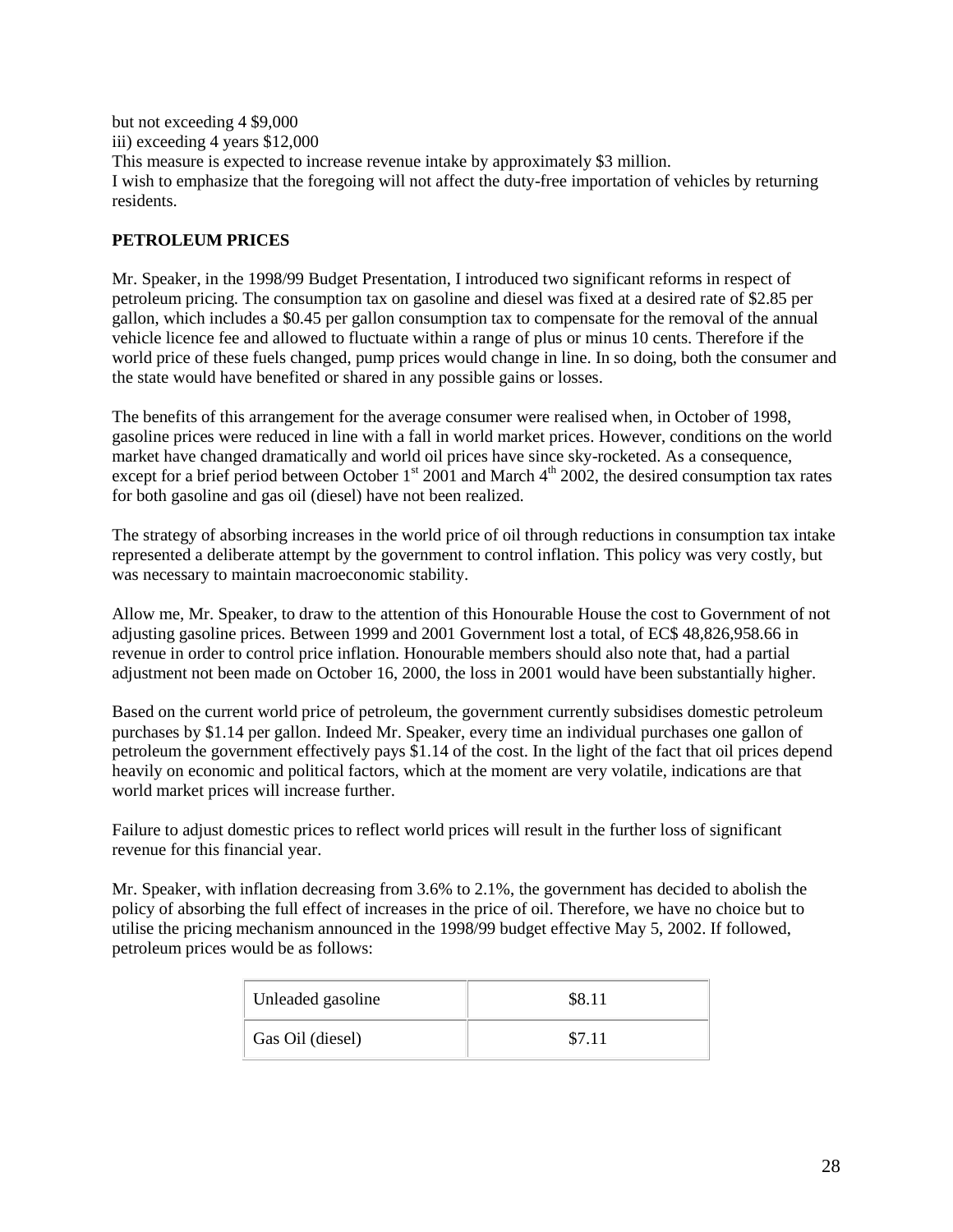but not exceeding 4 $9,000

iii) exceeding 4 years $12,000

This measure is expected to increase revenue intake by approximately $3 million.

I wish to emphasize that the foregoing will not affect the duty-free importation of vehicles by returning residents.

**PETROLEUM PRICES**

Mr. Speaker, in the 1998/99 Budget Presentation, I introduced two significant reforms in respect of petroleum pricing. The consumption tax on gasoline and diesel was fixed at a desired rate of $2.85 per gallon, which includes a $0.45 per gallon consumption tax to compensate for the removal of the annual vehicle licence fee and allowed to fluctuate within a range of plus or minus 10 cents. Therefore if the world price of these fuels changed, pump prices would change in line. In so doing, both the consumer and the state would have benefited or shared in any possible gains or losses.

The benefits of this arrangement for the average consumer were realised when, in October of 1998, gasoline prices were reduced in line with a fall in world market prices. However, conditions on the world market have changed dramatically and world oil prices have since sky-rocketed. As a consequence, except for a brief period between October 1st 2001 and March 4th 2002, the desired consumption tax rates for both gasoline and gas oil (diesel) have not been realized.

The strategy of absorbing increases in the world price of oil through reductions in consumption tax intake represented a deliberate attempt by the government to control inflation. This policy was very costly, but was necessary to maintain macroeconomic stability.

Allow me, Mr. Speaker, to draw to the attention of this Honourable House the cost to Government of not adjusting gasoline prices. Between 1999 and 2001 Government lost a total, of EC$ 48,826,958.66 in revenue in order to control price inflation. Honourable members should also note that, had a partial adjustment not been made on October 16, 2000, the loss in 2001 would have been substantially higher.

Based on the current world price of petroleum, the government currently subsidises domestic petroleum purchases by $1.14 per gallon. Indeed Mr. Speaker, every time an individual purchases one gallon of petroleum the government effectively pays $1.14 of the cost. In the light of the fact that oil prices depend heavily on economic and political factors, which at the moment are very volatile, indications are that world market prices will increase further.

Failure to adjust domestic prices to reflect world prices will result in the further loss of significant revenue for this financial year.

Mr. Speaker, with inflation decreasing from 3.6% to 2.1%, the government has decided to abolish the policy of absorbing the full effect of increases in the price of oil. Therefore, we have no choice but to utilise the pricing mechanism announced in the 1998/99 budget effective May 5, 2002. If followed, petroleum prices would be as follows:

| | |
|---|---|
| Unleaded gasoline | $8.11 |
| Gas Oil (diesel) | $7.11 |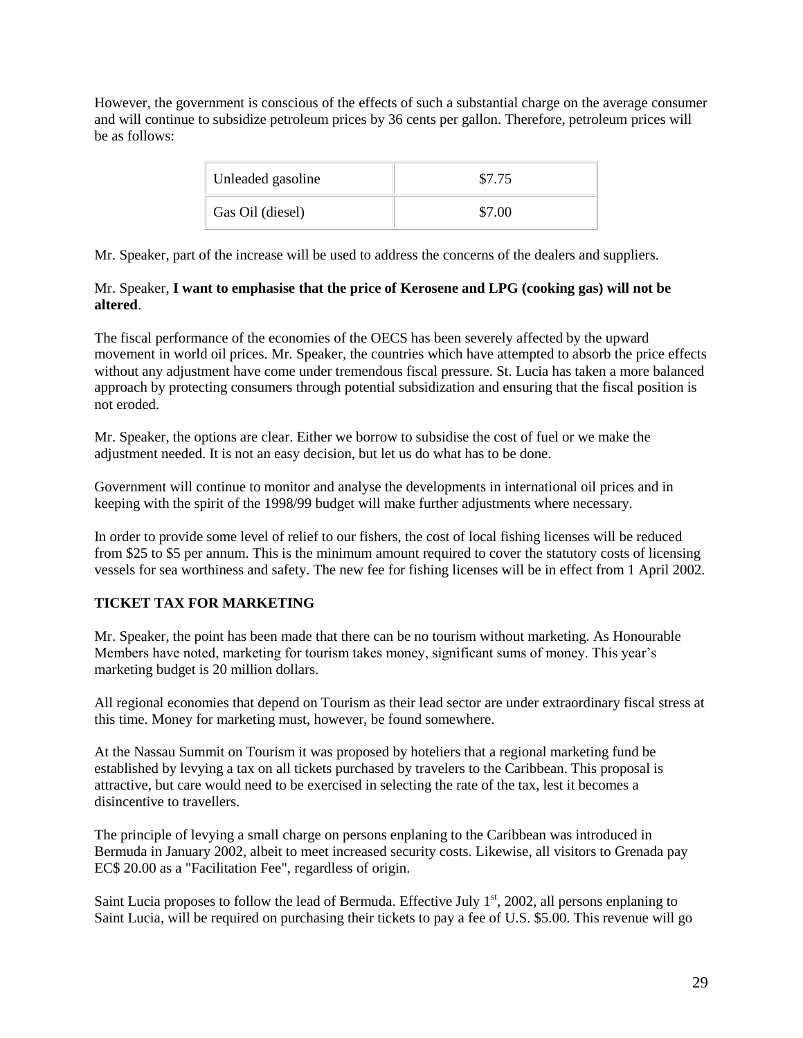However, the government is conscious of the effects of such a substantial charge on the average consumer and will continue to subsidize petroleum prices by 36 cents per gallon. Therefore, petroleum prices will be as follows:

| Unleaded gasoline | $7.75 |
|---|---|
| Gas Oil (diesel) | $7.00 |

Mr. Speaker, part of the increase will be used to address the concerns of the dealers and suppliers.

Mr. Speaker, **I want to emphasise that the price of Kerosene and LPG (cooking gas) will not be altered**.

The fiscal performance of the economies of the OECS has been severely affected by the upward movement in world oil prices. Mr. Speaker, the countries which have attempted to absorb the price effects without any adjustment have come under tremendous fiscal pressure. St. Lucia has taken a more balanced approach by protecting consumers through potential subsidization and ensuring that the fiscal position is not eroded.

Mr. Speaker, the options are clear. Either we borrow to subsidise the cost of fuel or we make the adjustment needed. It is not an easy decision, but let us do what has to be done.

Government will continue to monitor and analyse the developments in international oil prices and in keeping with the spirit of the 1998/99 budget will make further adjustments where necessary.

In order to provide some level of relief to our fishers, the cost of local fishing licenses will be reduced from $25 to $5 per annum. This is the minimum amount required to cover the statutory costs of licensing vessels for sea worthiness and safety. The new fee for fishing licenses will be in effect from 1 April 2002.

**TICKET TAX FOR MARKETING**

Mr. Speaker, the point has been made that there can be no tourism without marketing. As Honourable Members have noted, marketing for tourism takes money, significant sums of money. This year's marketing budget is 20 million dollars.

All regional economies that depend on Tourism as their lead sector are under extraordinary fiscal stress at this time. Money for marketing must, however, be found somewhere.

At the Nassau Summit on Tourism it was proposed by hoteliers that a regional marketing fund be established by levying a tax on all tickets purchased by travelers to the Caribbean. This proposal is attractive, but care would need to be exercised in selecting the rate of the tax, lest it becomes a disincentive to travellers.

The principle of levying a small charge on persons enplaning to the Caribbean was introduced in Bermuda in January 2002, albeit to meet increased security costs. Likewise, all visitors to Grenada pay EC$ 20.00 as a "Facilitation Fee", regardless of origin.

Saint Lucia proposes to follow the lead of Bermuda. Effective July 1st, 2002, all persons enplaning to Saint Lucia, will be required on purchasing their tickets to pay a fee of U.S. $5.00. This revenue will go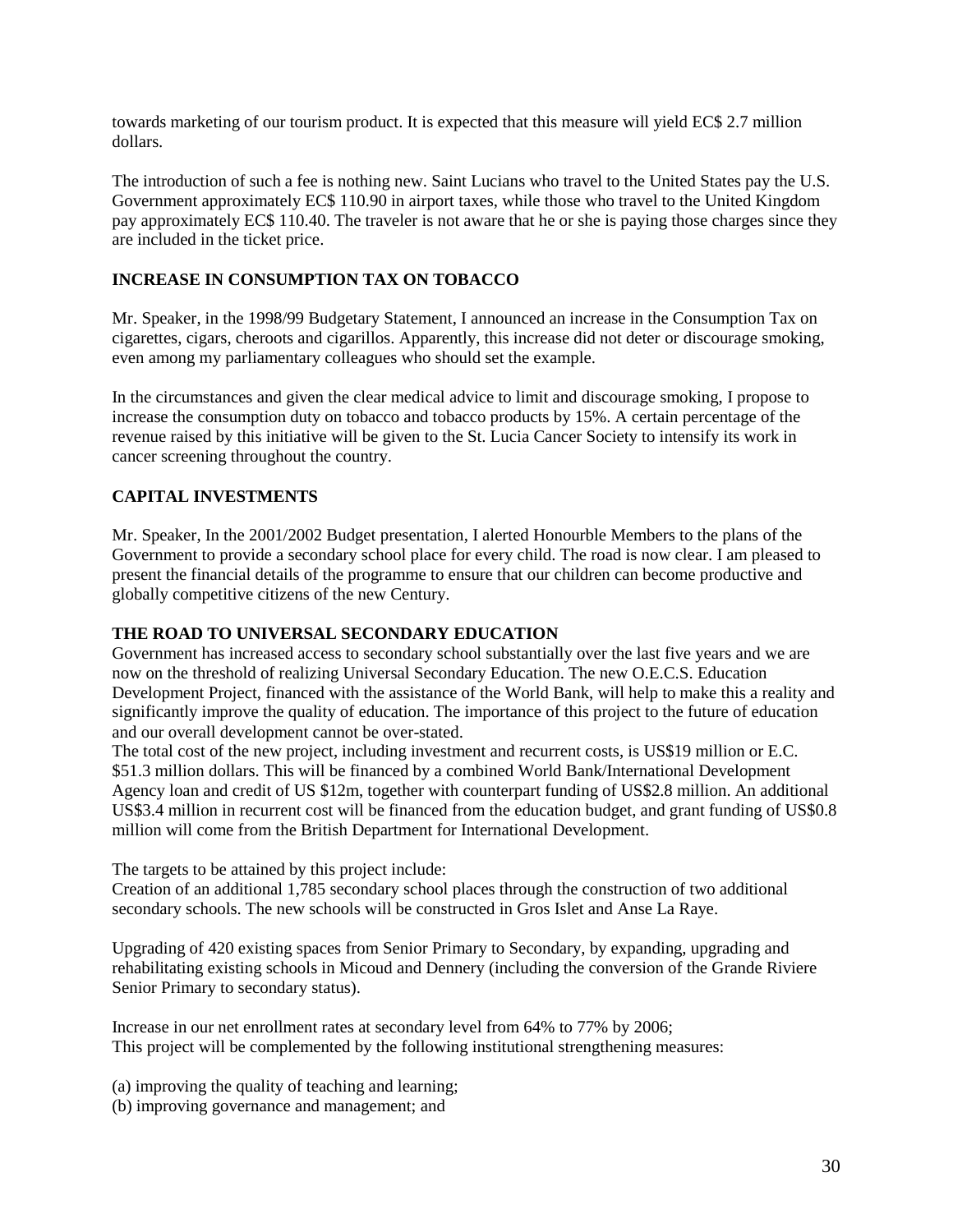towards marketing of our tourism product. It is expected that this measure will yield EC$ 2.7 million dollars.

The introduction of such a fee is nothing new. Saint Lucians who travel to the United States pay the U.S. Government approximately EC$ 110.90 in airport taxes, while those who travel to the United Kingdom pay approximately EC$ 110.40. The traveler is not aware that he or she is paying those charges since they are included in the ticket price.

## INCREASE IN CONSUMPTION TAX ON TOBACCO

Mr. Speaker, in the 1998/99 Budgetary Statement, I announced an increase in the Consumption Tax on cigarettes, cigars, cheroots and cigarillos. Apparently, this increase did not deter or discourage smoking, even among my parliamentary colleagues who should set the example.

In the circumstances and given the clear medical advice to limit and discourage smoking, I propose to increase the consumption duty on tobacco and tobacco products by 15%. A certain percentage of the revenue raised by this initiative will be given to the St. Lucia Cancer Society to intensify its work in cancer screening throughout the country.

## CAPITAL INVESTMENTS

Mr. Speaker, In the 2001/2002 Budget presentation, I alerted Honourble Members to the plans of the Government to provide a secondary school place for every child. The road is now clear. I am pleased to present the financial details of the programme to ensure that our children can become productive and globally competitive citizens of the new Century.

## THE ROAD TO UNIVERSAL SECONDARY EDUCATION

Government has increased access to secondary school substantially over the last five years and we are now on the threshold of realizing Universal Secondary Education. The new O.E.C.S. Education Development Project, financed with the assistance of the World Bank, will help to make this a reality and significantly improve the quality of education. The importance of this project to the future of education and our overall development cannot be over-stated.

The total cost of the new project, including investment and recurrent costs, is US$19 million or E.C. $51.3 million dollars. This will be financed by a combined World Bank/International Development Agency loan and credit of US $12m, together with counterpart funding of US$2.8 million. An additional US$3.4 million in recurrent cost will be financed from the education budget, and grant funding of US$0.8 million will come from the British Department for International Development.

The targets to be attained by this project include:

Creation of an additional 1,785 secondary school places through the construction of two additional secondary schools. The new schools will be constructed in Gros Islet and Anse La Raye.

Upgrading of 420 existing spaces from Senior Primary to Secondary, by expanding, upgrading and rehabilitating existing schools in Micoud and Dennery (including the conversion of the Grande Riviere Senior Primary to secondary status).

Increase in our net enrollment rates at secondary level from 64% to 77% by 2006;

This project will be complemented by the following institutional strengthening measures:

(a) improving the quality of teaching and learning;
(b) improving governance and management; and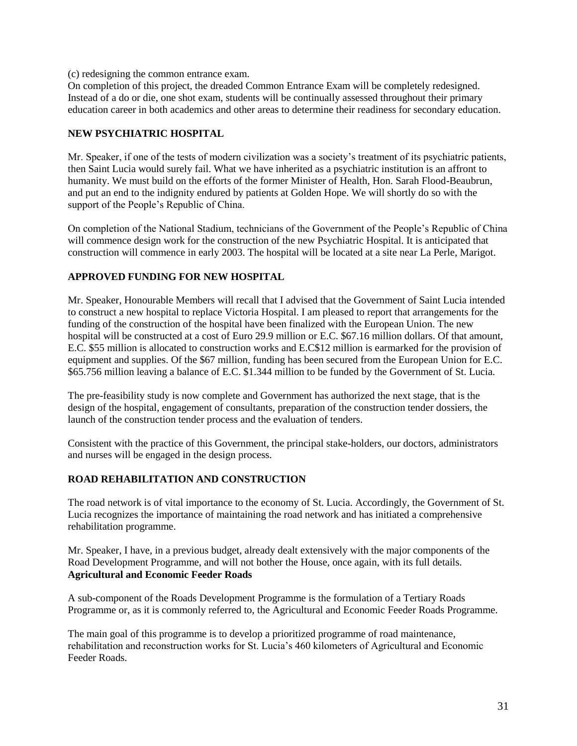(c) redesigning the common entrance exam.

On completion of this project, the dreaded Common Entrance Exam will be completely redesigned. Instead of a do or die, one shot exam, students will be continually assessed throughout their primary education career in both academics and other areas to determine their readiness for secondary education.

## NEW PSYCHIATRIC HOSPITAL

Mr. Speaker, if one of the tests of modern civilization was a society's treatment of its psychiatric patients, then Saint Lucia would surely fail. What we have inherited as a psychiatric institution is an affront to humanity. We must build on the efforts of the former Minister of Health, Hon. Sarah Flood-Beaubrun, and put an end to the indignity endured by patients at Golden Hope. We will shortly do so with the support of the People's Republic of China.

On completion of the National Stadium, technicians of the Government of the People's Republic of China will commence design work for the construction of the new Psychiatric Hospital. It is anticipated that construction will commence in early 2003. The hospital will be located at a site near La Perle, Marigot.

## APPROVED FUNDING FOR NEW HOSPITAL

Mr. Speaker, Honourable Members will recall that I advised that the Government of Saint Lucia intended to construct a new hospital to replace Victoria Hospital. I am pleased to report that arrangements for the funding of the construction of the hospital have been finalized with the European Union. The new hospital will be constructed at a cost of Euro 29.9 million or E.C. $67.16 million dollars. Of that amount, E.C. $55 million is allocated to construction works and E.C$12 million is earmarked for the provision of equipment and supplies. Of the $67 million, funding has been secured from the European Union for E.C. $65.756 million leaving a balance of E.C. $1.344 million to be funded by the Government of St. Lucia.

The pre-feasibility study is now complete and Government has authorized the next stage, that is the design of the hospital, engagement of consultants, preparation of the construction tender dossiers, the launch of the construction tender process and the evaluation of tenders.

Consistent with the practice of this Government, the principal stake-holders, our doctors, administrators and nurses will be engaged in the design process.

## ROAD REHABILITATION AND CONSTRUCTION

The road network is of vital importance to the economy of St. Lucia. Accordingly, the Government of St. Lucia recognizes the importance of maintaining the road network and has initiated a comprehensive rehabilitation programme.

Mr. Speaker, I have, in a previous budget, already dealt extensively with the major components of the Road Development Programme, and will not bother the House, once again, with its full details.

### Agricultural and Economic Feeder Roads

A sub-component of the Roads Development Programme is the formulation of a Tertiary Roads Programme or, as it is commonly referred to, the Agricultural and Economic Feeder Roads Programme.

The main goal of this programme is to develop a prioritized programme of road maintenance, rehabilitation and reconstruction works for St. Lucia's 460 kilometers of Agricultural and Economic Feeder Roads.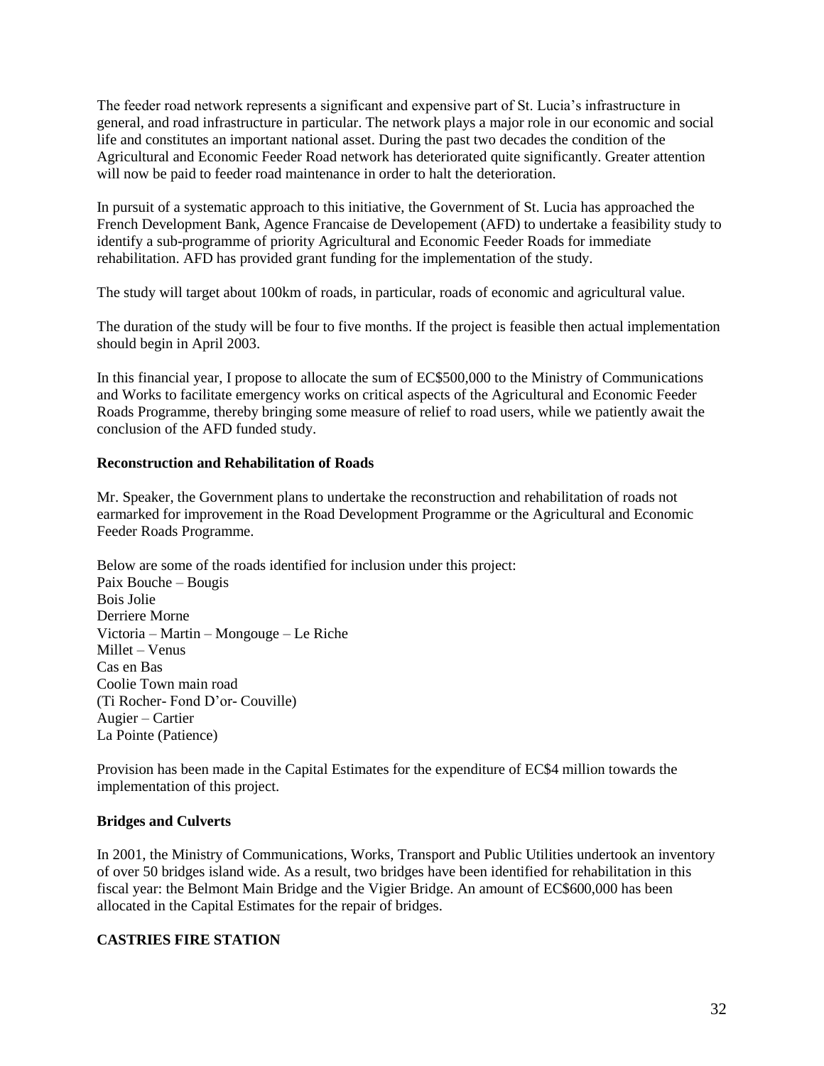The feeder road network represents a significant and expensive part of St. Lucia's infrastructure in general, and road infrastructure in particular. The network plays a major role in our economic and social life and constitutes an important national asset. During the past two decades the condition of the Agricultural and Economic Feeder Road network has deteriorated quite significantly. Greater attention will now be paid to feeder road maintenance in order to halt the deterioration.

In pursuit of a systematic approach to this initiative, the Government of St. Lucia has approached the French Development Bank, Agence Francaise de Developement (AFD) to undertake a feasibility study to identify a sub-programme of priority Agricultural and Economic Feeder Roads for immediate rehabilitation. AFD has provided grant funding for the implementation of the study.

The study will target about 100km of roads, in particular, roads of economic and agricultural value.

The duration of the study will be four to five months. If the project is feasible then actual implementation should begin in April 2003.

In this financial year, I propose to allocate the sum of EC$500,000 to the Ministry of Communications and Works to facilitate emergency works on critical aspects of the Agricultural and Economic Feeder Roads Programme, thereby bringing some measure of relief to road users, while we patiently await the conclusion of the AFD funded study.

**Reconstruction and Rehabilitation of Roads**

Mr. Speaker, the Government plans to undertake the reconstruction and rehabilitation of roads not earmarked for improvement in the Road Development Programme or the Agricultural and Economic Feeder Roads Programme.

Below are some of the roads identified for inclusion under this project:
Paix Bouche – Bougis
Bois Jolie
Derriere Morne
Victoria – Martin – Mongouge – Le Riche
Millet – Venus
Cas en Bas
Coolie Town main road
(Ti Rocher- Fond D'or- Couville)
Augier – Cartier
La Pointe (Patience)

Provision has been made in the Capital Estimates for the expenditure of EC$4 million towards the implementation of this project.

**Bridges and Culverts**

In 2001, the Ministry of Communications, Works, Transport and Public Utilities undertook an inventory of over 50 bridges island wide. As a result, two bridges have been identified for rehabilitation in this fiscal year: the Belmont Main Bridge and the Vigier Bridge. An amount of EC$600,000 has been allocated in the Capital Estimates for the repair of bridges.

**CASTRIES FIRE STATION**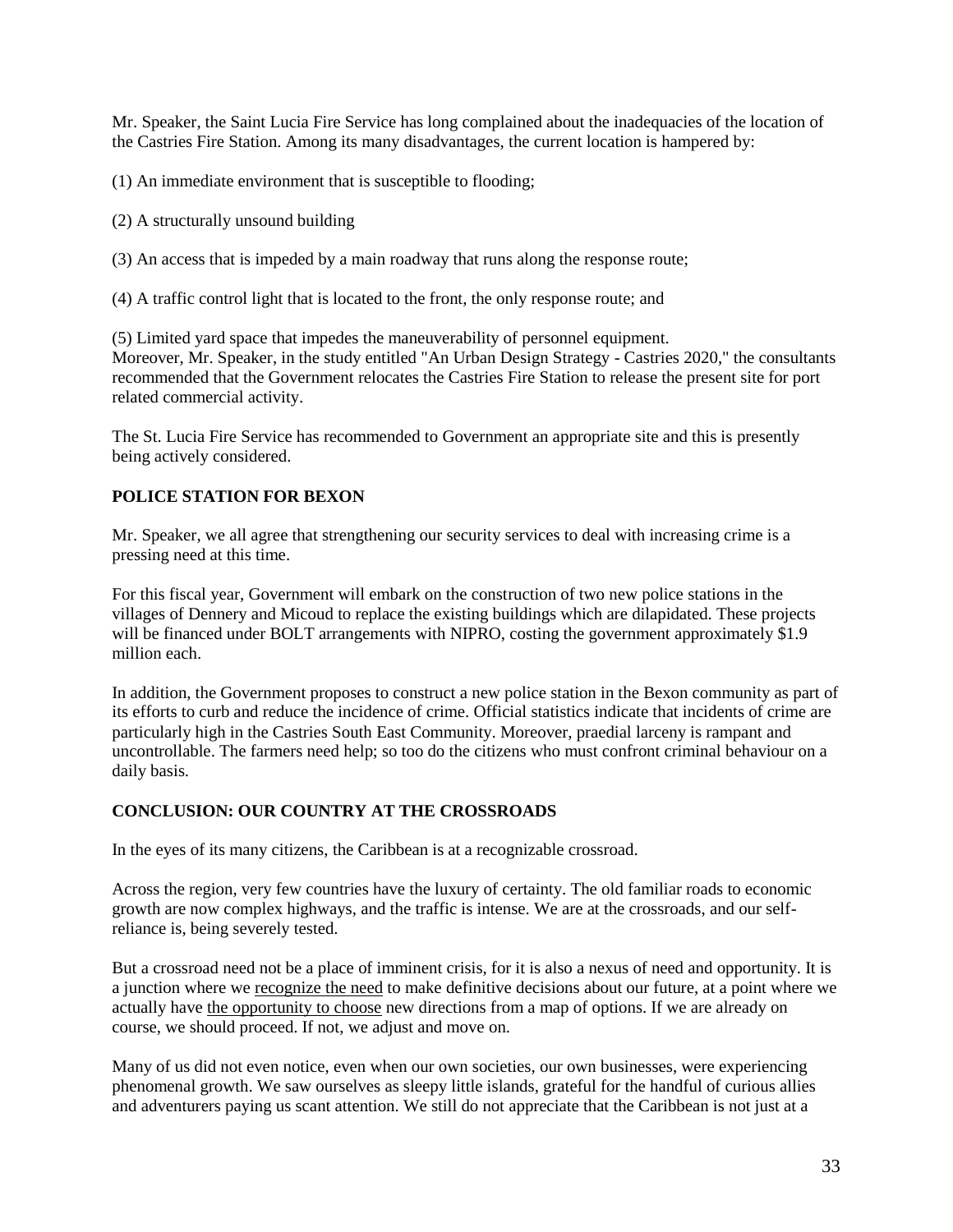Mr. Speaker, the Saint Lucia Fire Service has long complained about the inadequacies of the location of the Castries Fire Station. Among its many disadvantages, the current location is hampered by:

(1) An immediate environment that is susceptible to flooding;

(2) A structurally unsound building

(3) An access that is impeded by a main roadway that runs along the response route;

(4) A traffic control light that is located to the front, the only response route; and

(5) Limited yard space that impedes the maneuverability of personnel equipment.
Moreover, Mr. Speaker, in the study entitled "An Urban Design Strategy - Castries 2020," the consultants recommended that the Government relocates the Castries Fire Station to release the present site for port related commercial activity.

The St. Lucia Fire Service has recommended to Government an appropriate site and this is presently being actively considered.

**POLICE STATION FOR BEXON**

Mr. Speaker, we all agree that strengthening our security services to deal with increasing crime is a pressing need at this time.

For this fiscal year, Government will embark on the construction of two new police stations in the villages of Dennery and Micoud to replace the existing buildings which are dilapidated. These projects will be financed under BOLT arrangements with NIPRO, costing the government approximately $1.9 million each.

In addition, the Government proposes to construct a new police station in the Bexon community as part of its efforts to curb and reduce the incidence of crime. Official statistics indicate that incidents of crime are particularly high in the Castries South East Community. Moreover, praedial larceny is rampant and uncontrollable. The farmers need help; so too do the citizens who must confront criminal behaviour on a daily basis.

**CONCLUSION: OUR COUNTRY AT THE CROSSROADS**

In the eyes of its many citizens, the Caribbean is at a recognizable crossroad.

Across the region, very few countries have the luxury of certainty. The old familiar roads to economic growth are now complex highways, and the traffic is intense. We are at the crossroads, and our self-reliance is, being severely tested.

But a crossroad need not be a place of imminent crisis, for it is also a nexus of need and opportunity. It is a junction where we <u>recognize the need</u> to make definitive decisions about our future, at a point where we actually have <u>the opportunity to choose</u> new directions from a map of options. If we are already on course, we should proceed. If not, we adjust and move on.

Many of us did not even notice, even when our own societies, our own businesses, were experiencing phenomenal growth. We saw ourselves as sleepy little islands, grateful for the handful of curious allies and adventurers paying us scant attention. We still do not appreciate that the Caribbean is not just at a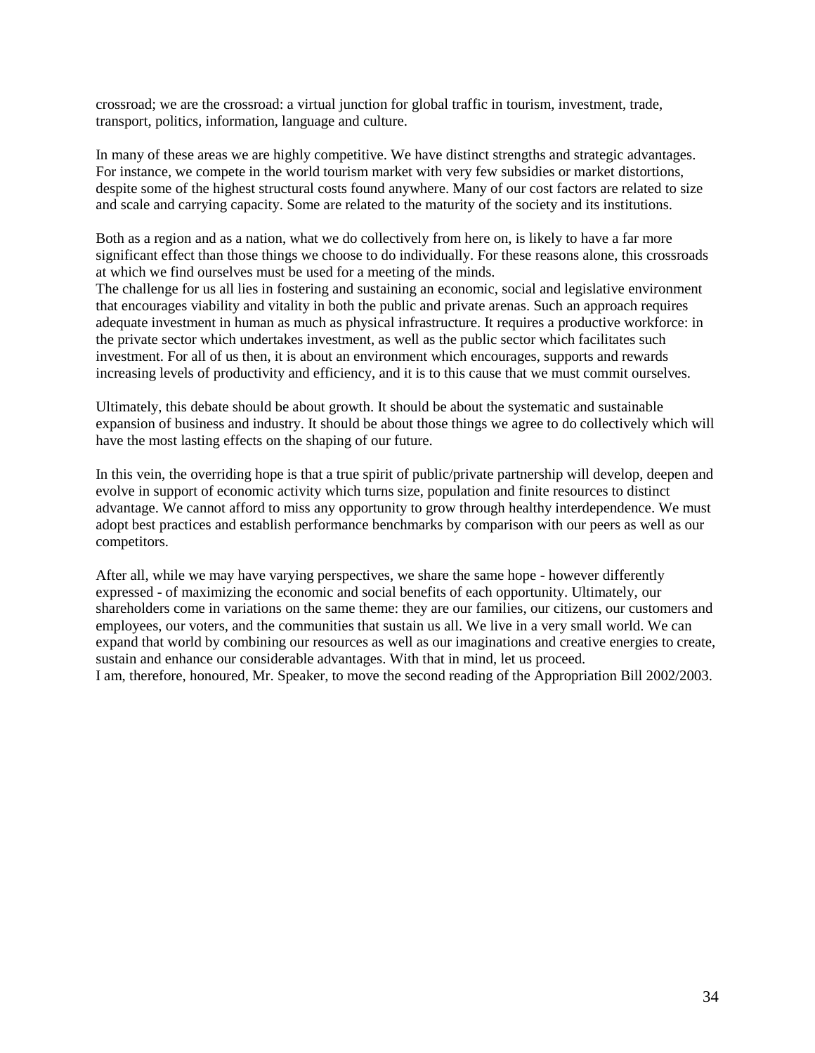crossroad; we are the crossroad: a virtual junction for global traffic in tourism, investment, trade, transport, politics, information, language and culture.

In many of these areas we are highly competitive. We have distinct strengths and strategic advantages. For instance, we compete in the world tourism market with very few subsidies or market distortions, despite some of the highest structural costs found anywhere. Many of our cost factors are related to size and scale and carrying capacity. Some are related to the maturity of the society and its institutions.

Both as a region and as a nation, what we do collectively from here on, is likely to have a far more significant effect than those things we choose to do individually. For these reasons alone, this crossroads at which we find ourselves must be used for a meeting of the minds.

The challenge for us all lies in fostering and sustaining an economic, social and legislative environment that encourages viability and vitality in both the public and private arenas. Such an approach requires adequate investment in human as much as physical infrastructure. It requires a productive workforce: in the private sector which undertakes investment, as well as the public sector which facilitates such investment. For all of us then, it is about an environment which encourages, supports and rewards increasing levels of productivity and efficiency, and it is to this cause that we must commit ourselves.

Ultimately, this debate should be about growth. It should be about the systematic and sustainable expansion of business and industry. It should be about those things we agree to do collectively which will have the most lasting effects on the shaping of our future.

In this vein, the overriding hope is that a true spirit of public/private partnership will develop, deepen and evolve in support of economic activity which turns size, population and finite resources to distinct advantage. We cannot afford to miss any opportunity to grow through healthy interdependence. We must adopt best practices and establish performance benchmarks by comparison with our peers as well as our competitors.

After all, while we may have varying perspectives, we share the same hope - however differently expressed - of maximizing the economic and social benefits of each opportunity. Ultimately, our shareholders come in variations on the same theme: they are our families, our citizens, our customers and employees, our voters, and the communities that sustain us all. We live in a very small world. We can expand that world by combining our resources as well as our imaginations and creative energies to create, sustain and enhance our considerable advantages. With that in mind, let us proceed.

I am, therefore, honoured, Mr. Speaker, to move the second reading of the Appropriation Bill 2002/2003.